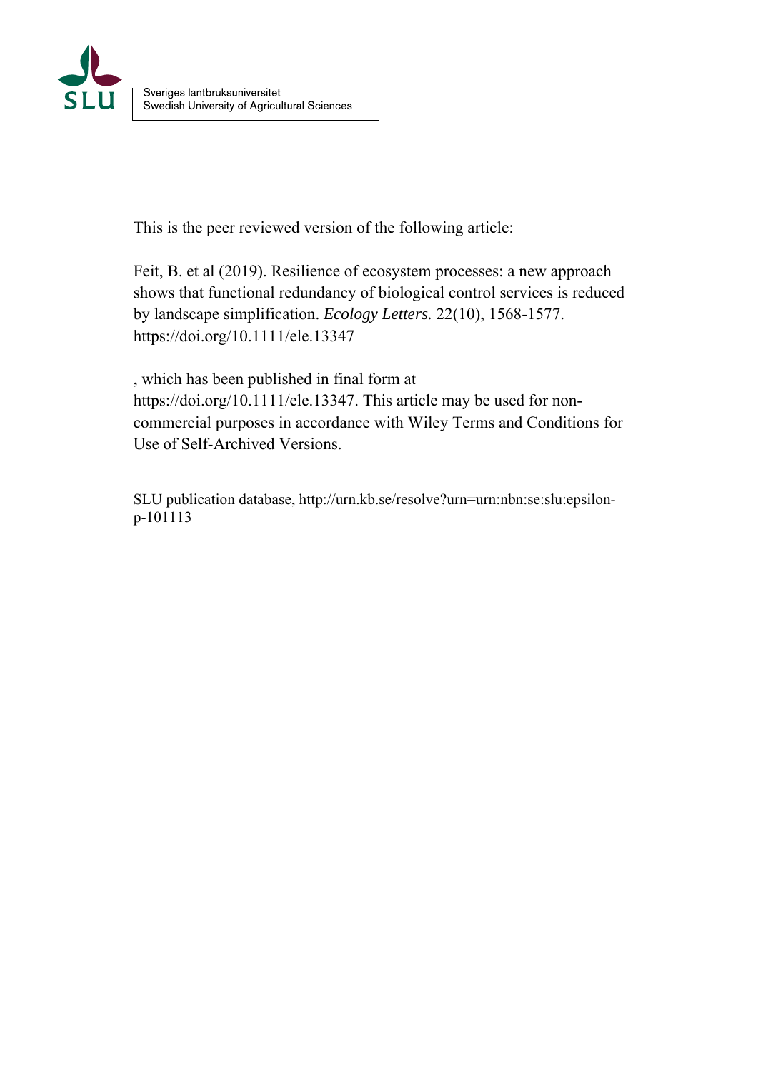Sveriges lantbruksuniversitet
Swedish University of Agricultural Sciences

This is the peer reviewed version of the following article:

Feit, B. et al (2019). Resilience of ecosystem processes: a new approach shows that functional redundancy of biological control services is reduced by landscape simplification. *Ecology Letters.* 22(10), 1568-1577. https://doi.org/10.1111/ele.13347

, which has been published in final form at https://doi.org/10.1111/ele.13347. This article may be used for non-commercial purposes in accordance with Wiley Terms and Conditions for Use of Self-Archived Versions.

SLU publication database, http://urn.kb.se/resolve?urn=urn:nbn:se:slu:epsilon-p-101113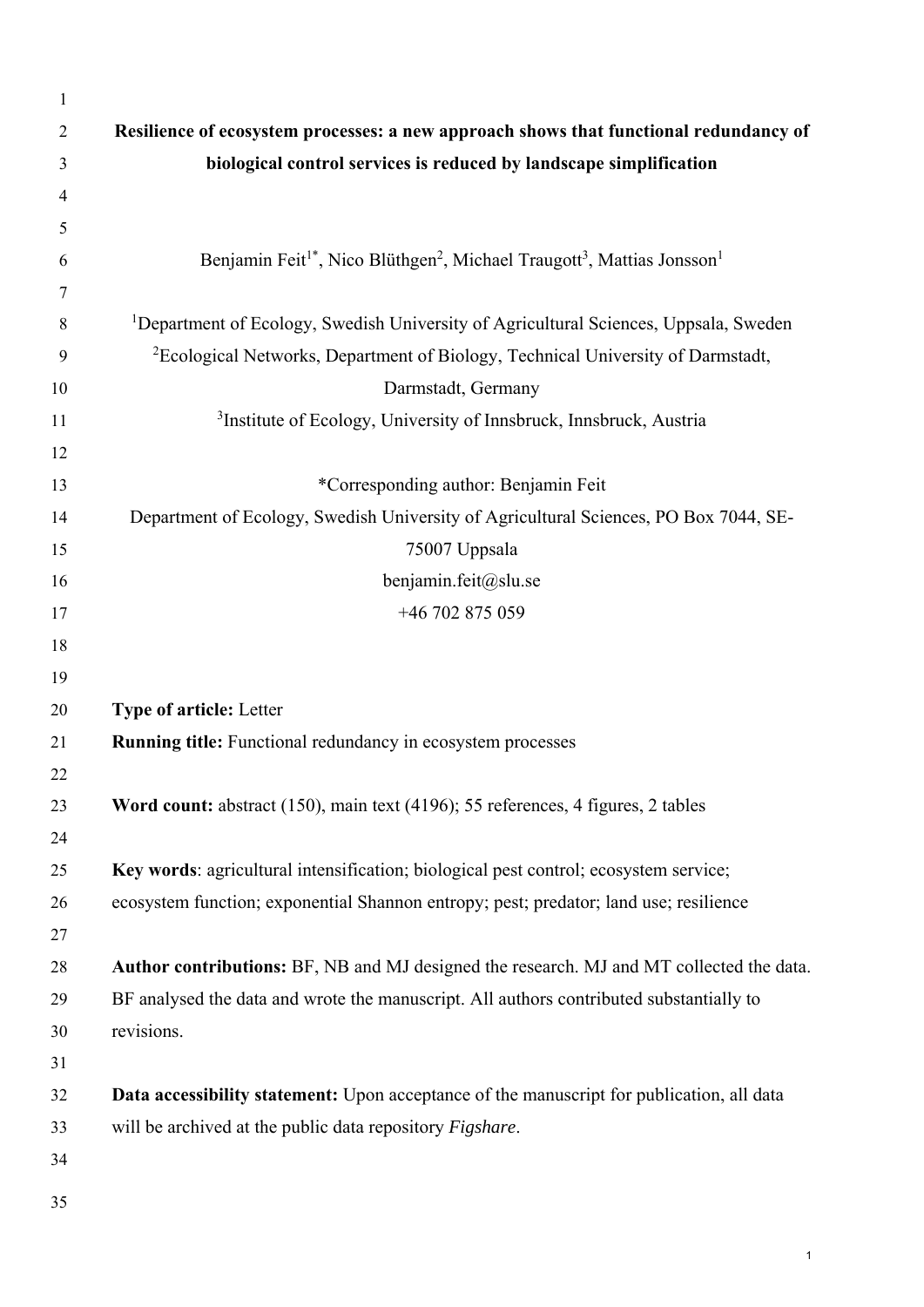**Resilience of ecosystem processes: a new approach shows that functional redundancy of biological control services is reduced by landscape simplification**

Benjamin Feit[1*], Nico Blüthgen[2], Michael Traugott[3], Mattias Jonsson[1]

[1]Department of Ecology, Swedish University of Agricultural Sciences, Uppsala, Sweden
[2]Ecological Networks, Department of Biology, Technical University of Darmstadt, Darmstadt, Germany
[3]Institute of Ecology, University of Innsbruck, Innsbruck, Austria

*Corresponding author: Benjamin Feit
Department of Ecology, Swedish University of Agricultural Sciences, PO Box 7044, SE-75007 Uppsala
benjamin.feit@slu.se
+46 702 875 059

**Type of article:** Letter
**Running title:** Functional redundancy in ecosystem processes

**Word count:** abstract (150), main text (4196); 55 references, 4 figures, 2 tables

**Key words**: agricultural intensification; biological pest control; ecosystem service; ecosystem function; exponential Shannon entropy; pest; predator; land use; resilience

**Author contributions:** BF, NB and MJ designed the research. MJ and MT collected the data. BF analysed the data and wrote the manuscript. All authors contributed substantially to revisions.

**Data accessibility statement:** Upon acceptance of the manuscript for publication, all data will be archived at the public data repository *Figshare*.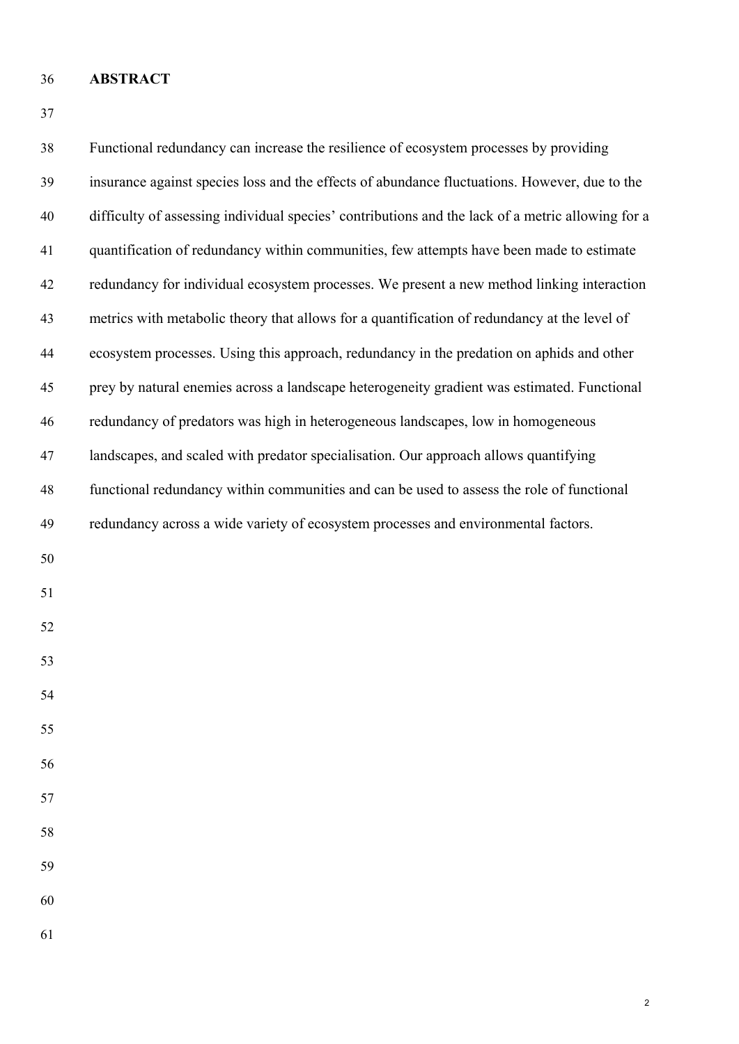## ABSTRACT

Functional redundancy can increase the resilience of ecosystem processes by providing insurance against species loss and the effects of abundance fluctuations. However, due to the difficulty of assessing individual species' contributions and the lack of a metric allowing for a quantification of redundancy within communities, few attempts have been made to estimate redundancy for individual ecosystem processes. We present a new method linking interaction metrics with metabolic theory that allows for a quantification of redundancy at the level of ecosystem processes. Using this approach, redundancy in the predation on aphids and other prey by natural enemies across a landscape heterogeneity gradient was estimated. Functional redundancy of predators was high in heterogeneous landscapes, low in homogeneous landscapes, and scaled with predator specialisation. Our approach allows quantifying functional redundancy within communities and can be used to assess the role of functional redundancy across a wide variety of ecosystem processes and environmental factors.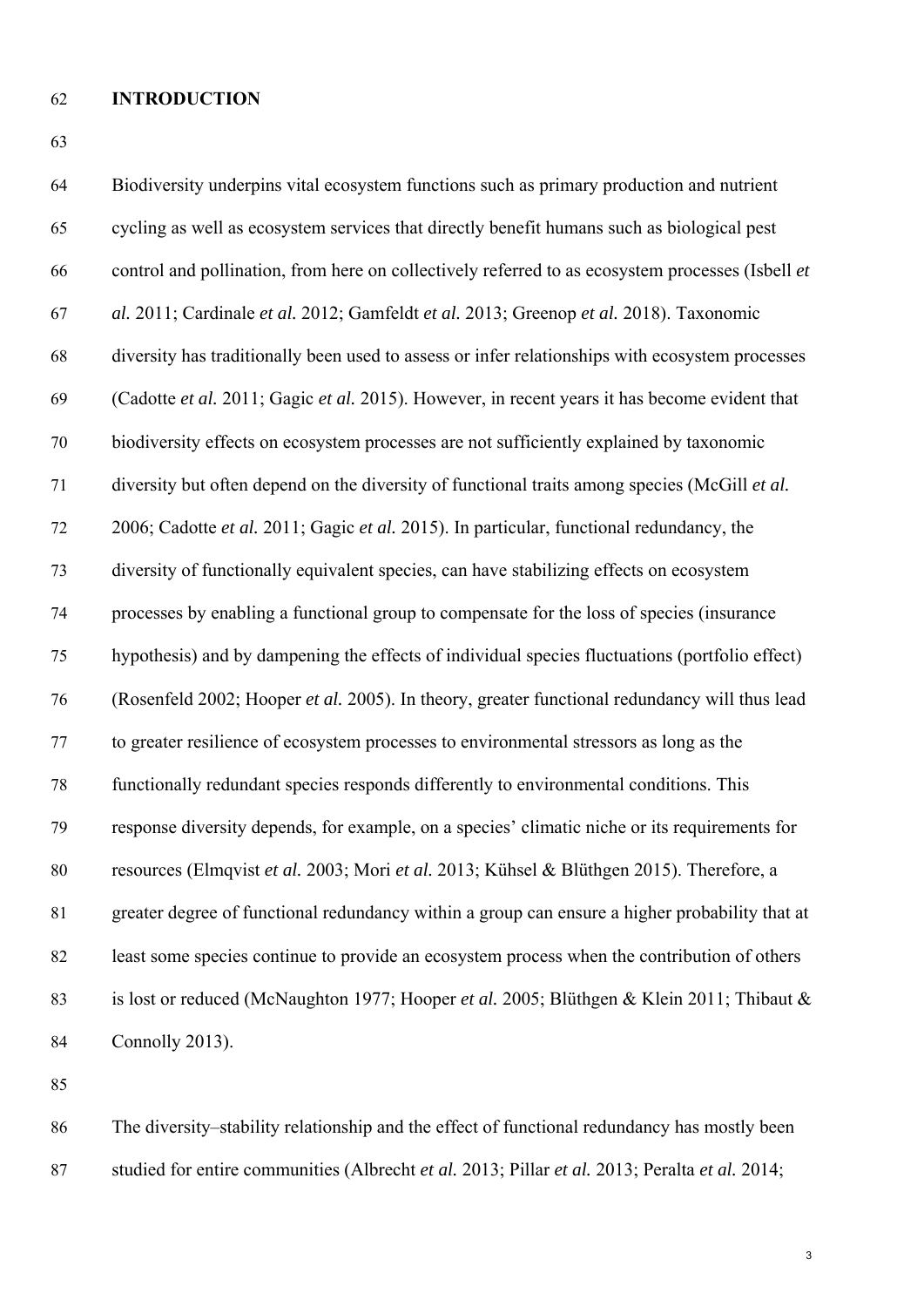## INTRODUCTION

Biodiversity underpins vital ecosystem functions such as primary production and nutrient cycling as well as ecosystem services that directly benefit humans such as biological pest control and pollination, from here on collectively referred to as ecosystem processes (Isbell *et al.* 2011; Cardinale *et al.* 2012; Gamfeldt *et al.* 2013; Greenop *et al.* 2018). Taxonomic diversity has traditionally been used to assess or infer relationships with ecosystem processes (Cadotte *et al.* 2011; Gagic *et al.* 2015). However, in recent years it has become evident that biodiversity effects on ecosystem processes are not sufficiently explained by taxonomic diversity but often depend on the diversity of functional traits among species (McGill *et al.* 2006; Cadotte *et al.* 2011; Gagic *et al.* 2015). In particular, functional redundancy, the diversity of functionally equivalent species, can have stabilizing effects on ecosystem processes by enabling a functional group to compensate for the loss of species (insurance hypothesis) and by dampening the effects of individual species fluctuations (portfolio effect) (Rosenfeld 2002; Hooper *et al.* 2005). In theory, greater functional redundancy will thus lead to greater resilience of ecosystem processes to environmental stressors as long as the functionally redundant species responds differently to environmental conditions. This response diversity depends, for example, on a species' climatic niche or its requirements for resources (Elmqvist *et al.* 2003; Mori *et al.* 2013; Kühsel & Blüthgen 2015). Therefore, a greater degree of functional redundancy within a group can ensure a higher probability that at least some species continue to provide an ecosystem process when the contribution of others is lost or reduced (McNaughton 1977; Hooper *et al.* 2005; Blüthgen & Klein 2011; Thibaut & Connolly 2013).

The diversity–stability relationship and the effect of functional redundancy has mostly been studied for entire communities (Albrecht *et al.* 2013; Pillar *et al.* 2013; Peralta *et al.* 2014;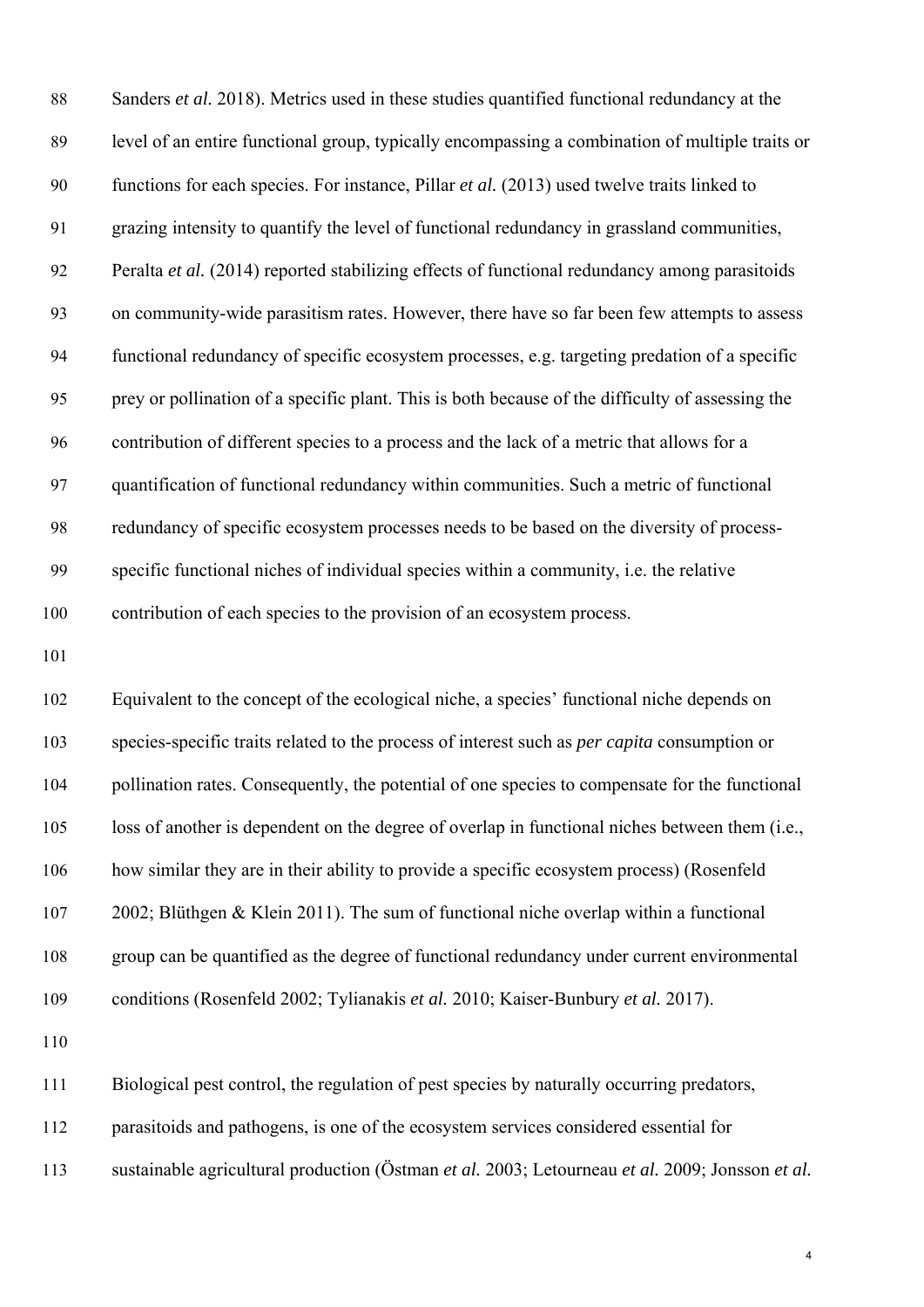Sanders *et al.* 2018). Metrics used in these studies quantified functional redundancy at the level of an entire functional group, typically encompassing a combination of multiple traits or functions for each species. For instance, Pillar *et al.* (2013) used twelve traits linked to grazing intensity to quantify the level of functional redundancy in grassland communities, Peralta *et al.* (2014) reported stabilizing effects of functional redundancy among parasitoids on community-wide parasitism rates. However, there have so far been few attempts to assess functional redundancy of specific ecosystem processes, e.g. targeting predation of a specific prey or pollination of a specific plant. This is both because of the difficulty of assessing the contribution of different species to a process and the lack of a metric that allows for a quantification of functional redundancy within communities. Such a metric of functional redundancy of specific ecosystem processes needs to be based on the diversity of process-specific functional niches of individual species within a community, i.e. the relative contribution of each species to the provision of an ecosystem process.

Equivalent to the concept of the ecological niche, a species' functional niche depends on species-specific traits related to the process of interest such as *per capita* consumption or pollination rates. Consequently, the potential of one species to compensate for the functional loss of another is dependent on the degree of overlap in functional niches between them (i.e., how similar they are in their ability to provide a specific ecosystem process) (Rosenfeld 2002; Blüthgen & Klein 2011). The sum of functional niche overlap within a functional group can be quantified as the degree of functional redundancy under current environmental conditions (Rosenfeld 2002; Tylianakis *et al.* 2010; Kaiser-Bunbury *et al.* 2017).

Biological pest control, the regulation of pest species by naturally occurring predators, parasitoids and pathogens, is one of the ecosystem services considered essential for sustainable agricultural production (Östman *et al.* 2003; Letourneau *et al.* 2009; Jonsson *et al.*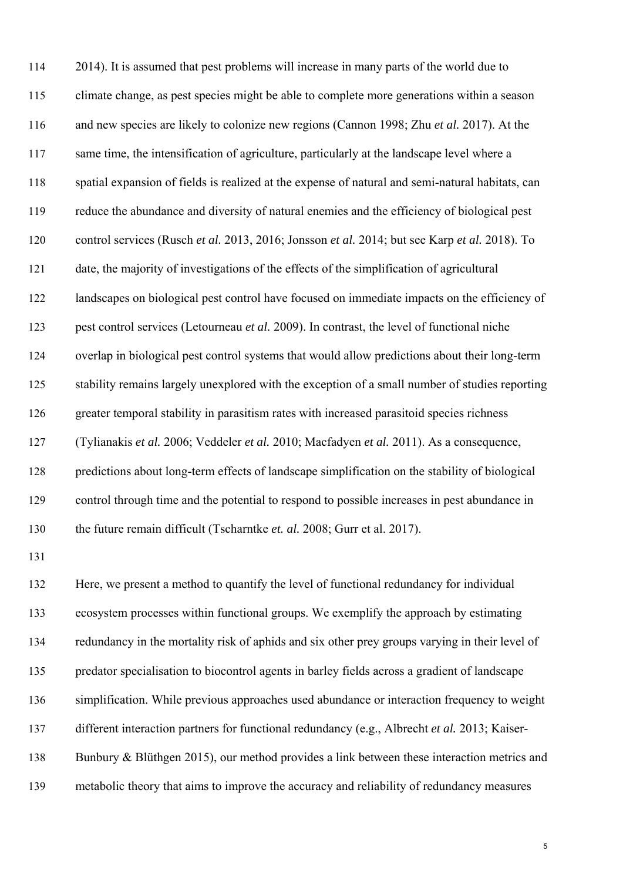2014). It is assumed that pest problems will increase in many parts of the world due to climate change, as pest species might be able to complete more generations within a season and new species are likely to colonize new regions (Cannon 1998; Zhu *et al.* 2017). At the same time, the intensification of agriculture, particularly at the landscape level where a spatial expansion of fields is realized at the expense of natural and semi-natural habitats, can reduce the abundance and diversity of natural enemies and the efficiency of biological pest control services (Rusch *et al.* 2013, 2016; Jonsson *et al.* 2014; but see Karp *et al.* 2018). To date, the majority of investigations of the effects of the simplification of agricultural landscapes on biological pest control have focused on immediate impacts on the efficiency of pest control services (Letourneau *et al.* 2009). In contrast, the level of functional niche overlap in biological pest control systems that would allow predictions about their long-term stability remains largely unexplored with the exception of a small number of studies reporting greater temporal stability in parasitism rates with increased parasitoid species richness (Tylianakis *et al.* 2006; Veddeler *et al.* 2010; Macfadyen *et al.* 2011). As a consequence, predictions about long-term effects of landscape simplification on the stability of biological control through time and the potential to respond to possible increases in pest abundance in the future remain difficult (Tscharntke *et. al.* 2008; Gurr et al. 2017).

Here, we present a method to quantify the level of functional redundancy for individual ecosystem processes within functional groups. We exemplify the approach by estimating redundancy in the mortality risk of aphids and six other prey groups varying in their level of predator specialisation to biocontrol agents in barley fields across a gradient of landscape simplification. While previous approaches used abundance or interaction frequency to weight different interaction partners for functional redundancy (e.g., Albrecht *et al.* 2013; Kaiser-Bunbury & Blüthgen 2015), our method provides a link between these interaction metrics and metabolic theory that aims to improve the accuracy and reliability of redundancy measures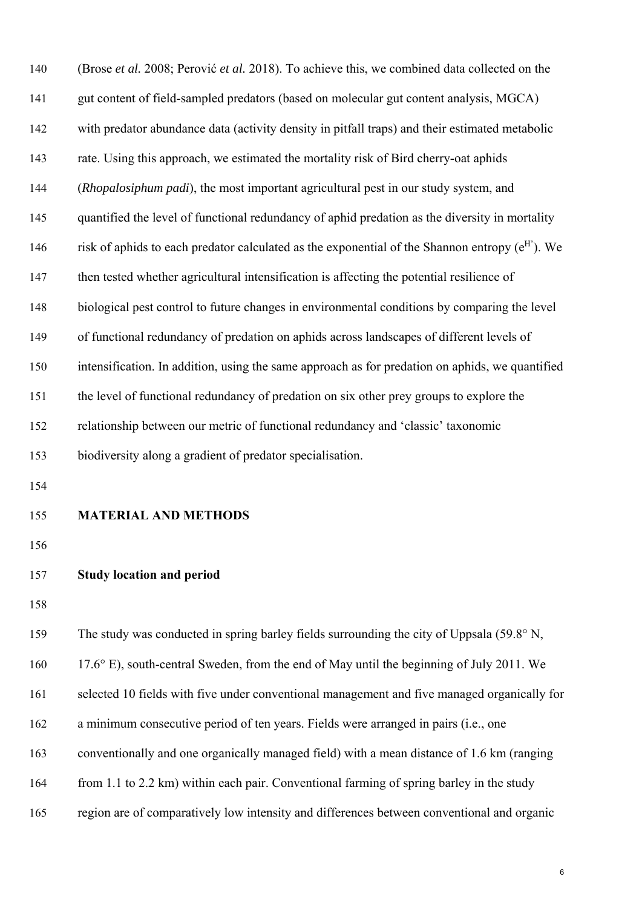(Brose *et al.* 2008; Perović *et al.* 2018). To achieve this, we combined data collected on the gut content of field-sampled predators (based on molecular gut content analysis, MGCA) with predator abundance data (activity density in pitfall traps) and their estimated metabolic rate. Using this approach, we estimated the mortality risk of Bird cherry-oat aphids (*Rhopalosiphum padi*), the most important agricultural pest in our study system, and quantified the level of functional redundancy of aphid predation as the diversity in mortality risk of aphids to each predator calculated as the exponential of the Shannon entropy ($e^{H'}$). We then tested whether agricultural intensification is affecting the potential resilience of biological pest control to future changes in environmental conditions by comparing the level of functional redundancy of predation on aphids across landscapes of different levels of intensification. In addition, using the same approach as for predation on aphids, we quantified the level of functional redundancy of predation on six other prey groups to explore the relationship between our metric of functional redundancy and 'classic' taxonomic biodiversity along a gradient of predator specialisation.

## MATERIAL AND METHODS

### Study location and period

The study was conducted in spring barley fields surrounding the city of Uppsala (59.8° N, 17.6° E), south-central Sweden, from the end of May until the beginning of July 2011. We selected 10 fields with five under conventional management and five managed organically for a minimum consecutive period of ten years. Fields were arranged in pairs (i.e., one conventionally and one organically managed field) with a mean distance of 1.6 km (ranging from 1.1 to 2.2 km) within each pair. Conventional farming of spring barley in the study region are of comparatively low intensity and differences between conventional and organic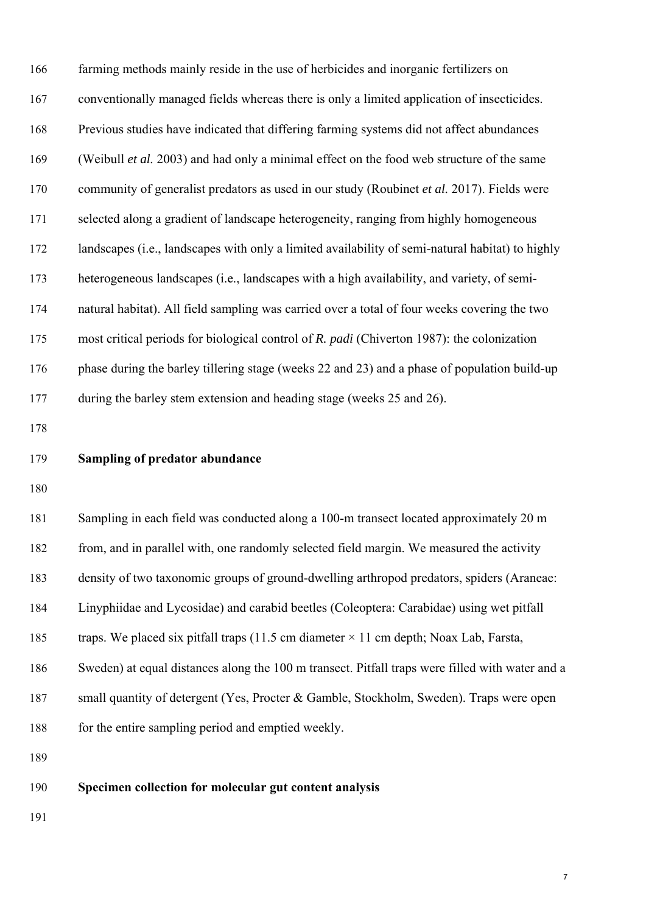farming methods mainly reside in the use of herbicides and inorganic fertilizers on conventionally managed fields whereas there is only a limited application of insecticides. Previous studies have indicated that differing farming systems did not affect abundances (Weibull *et al.* 2003) and had only a minimal effect on the food web structure of the same community of generalist predators as used in our study (Roubinet *et al.* 2017). Fields were selected along a gradient of landscape heterogeneity, ranging from highly homogeneous landscapes (i.e., landscapes with only a limited availability of semi-natural habitat) to highly heterogeneous landscapes (i.e., landscapes with a high availability, and variety, of semi-natural habitat). All field sampling was carried over a total of four weeks covering the two most critical periods for biological control of *R. padi* (Chiverton 1987): the colonization phase during the barley tillering stage (weeks 22 and 23) and a phase of population build-up during the barley stem extension and heading stage (weeks 25 and 26).

**Sampling of predator abundance**

Sampling in each field was conducted along a 100-m transect located approximately 20 m from, and in parallel with, one randomly selected field margin. We measured the activity density of two taxonomic groups of ground-dwelling arthropod predators, spiders (Araneae: Linyphiidae and Lycosidae) and carabid beetles (Coleoptera: Carabidae) using wet pitfall traps. We placed six pitfall traps (11.5 cm diameter × 11 cm depth; Noax Lab, Farsta, Sweden) at equal distances along the 100 m transect. Pitfall traps were filled with water and a small quantity of detergent (Yes, Procter & Gamble, Stockholm, Sweden). Traps were open for the entire sampling period and emptied weekly.

**Specimen collection for molecular gut content analysis**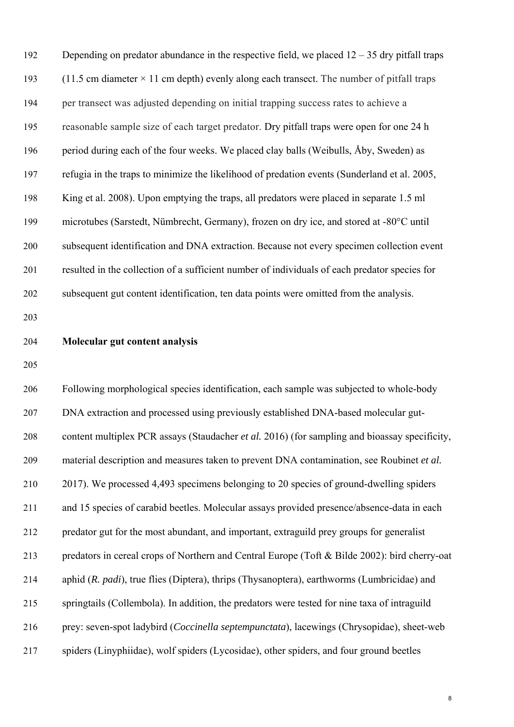Depending on predator abundance in the respective field, we placed 12 – 35 dry pitfall traps (11.5 cm diameter × 11 cm depth) evenly along each transect. The number of pitfall traps per transect was adjusted depending on initial trapping success rates to achieve a reasonable sample size of each target predator. Dry pitfall traps were open for one 24 h period during each of the four weeks. We placed clay balls (Weibulls, Åby, Sweden) as refugia in the traps to minimize the likelihood of predation events (Sunderland et al. 2005, King et al. 2008). Upon emptying the traps, all predators were placed in separate 1.5 ml microtubes (Sarstedt, Nümbrecht, Germany), frozen on dry ice, and stored at -80°C until subsequent identification and DNA extraction. Because not every specimen collection event resulted in the collection of a sufficient number of individuals of each predator species for subsequent gut content identification, ten data points were omitted from the analysis.

**Molecular gut content analysis**

Following morphological species identification, each sample was subjected to whole-body DNA extraction and processed using previously established DNA-based molecular gut-content multiplex PCR assays (Staudacher *et al.* 2016) (for sampling and bioassay specificity, material description and measures taken to prevent DNA contamination, see Roubinet *et al.* 2017). We processed 4,493 specimens belonging to 20 species of ground-dwelling spiders and 15 species of carabid beetles. Molecular assays provided presence/absence-data in each predator gut for the most abundant, and important, extraguild prey groups for generalist predators in cereal crops of Northern and Central Europe (Toft & Bilde 2002): bird cherry-oat aphid (*R. padi*), true flies (Diptera), thrips (Thysanoptera), earthworms (Lumbricidae) and springtails (Collembola). In addition, the predators were tested for nine taxa of intraguild prey: seven-spot ladybird (*Coccinella septempunctata*), lacewings (Chrysopidae), sheet-web spiders (Linyphiidae), wolf spiders (Lycosidae), other spiders, and four ground beetles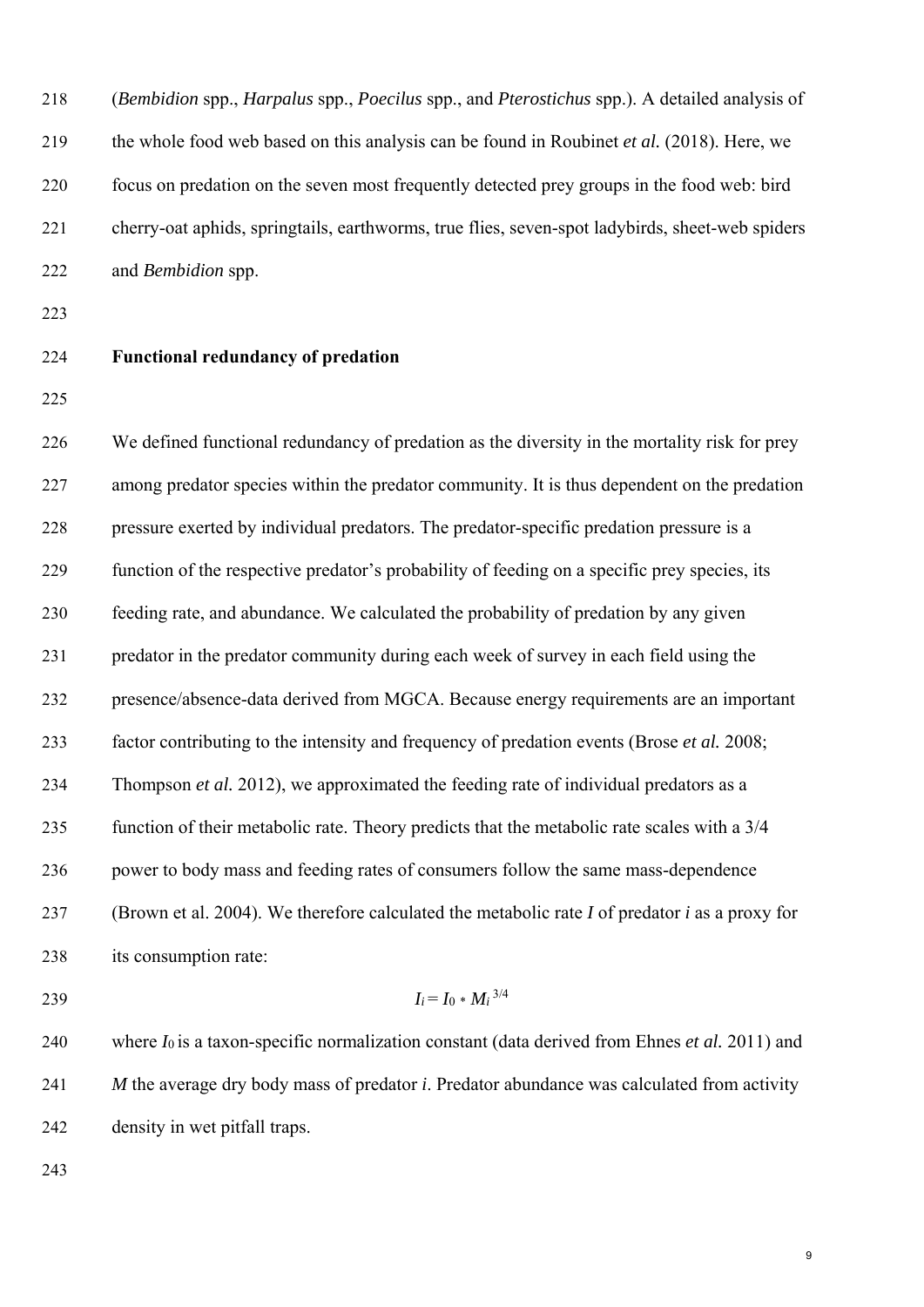(*Bembidion* spp., *Harpalus* spp., *Poecilus* spp., and *Pterostichus* spp.). A detailed analysis of the whole food web based on this analysis can be found in Roubinet *et al.* (2018). Here, we focus on predation on the seven most frequently detected prey groups in the food web: bird cherry-oat aphids, springtails, earthworms, true flies, seven-spot ladybirds, sheet-web spiders and *Bembidion* spp.

## Functional redundancy of predation

We defined functional redundancy of predation as the diversity in the mortality risk for prey among predator species within the predator community. It is thus dependent on the predation pressure exerted by individual predators. The predator-specific predation pressure is a function of the respective predator's probability of feeding on a specific prey species, its feeding rate, and abundance. We calculated the probability of predation by any given predator in the predator community during each week of survey in each field using the presence/absence-data derived from MGCA. Because energy requirements are an important factor contributing to the intensity and frequency of predation events (Brose *et al.* 2008; Thompson *et al.* 2012), we approximated the feeding rate of individual predators as a function of their metabolic rate. Theory predicts that the metabolic rate scales with a 3/4 power to body mass and feeding rates of consumers follow the same mass-dependence (Brown et al. 2004). We therefore calculated the metabolic rate $I$ of predator $i$ as a proxy for its consumption rate:

$$I_i = I_0 * M_i^{3/4}$$

where $I_0$ is a taxon-specific normalization constant (data derived from Ehnes *et al.* 2011) and $M$ the average dry body mass of predator $i$. Predator abundance was calculated from activity density in wet pitfall traps.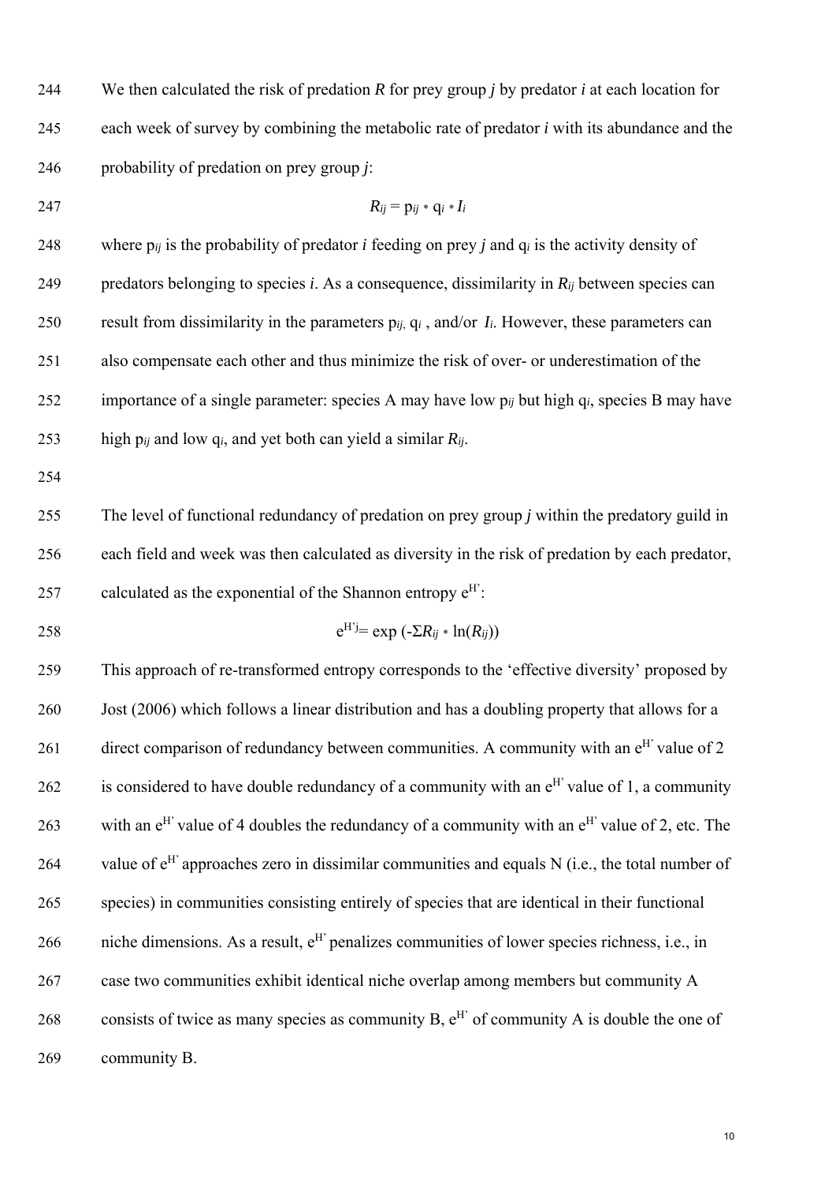We then calculated the risk of predation $R$ for prey group $j$ by predator $i$ at each location for each week of survey by combining the metabolic rate of predator $i$ with its abundance and the probability of predation on prey group $j$:

$$R_{ij} = p_{ij} * q_i * I_i$$

where $p_{ij}$ is the probability of predator $i$ feeding on prey $j$ and $q_i$ is the activity density of predators belonging to species $i$. As a consequence, dissimilarity in $R_{ij}$ between species can result from dissimilarity in the parameters $p_{ij}$, $q_i$ , and/or $I_i$. However, these parameters can also compensate each other and thus minimize the risk of over- or underestimation of the importance of a single parameter: species A may have low $p_{ij}$ but high $q_i$, species B may have high $p_{ij}$ and low $q_i$, and yet both can yield a similar $R_{ij}$.

The level of functional redundancy of predation on prey group $j$ within the predatory guild in each field and week was then calculated as diversity in the risk of predation by each predator, calculated as the exponential of the Shannon entropy $e^{H'}$:

$$e^{H'j} = \exp(-\Sigma R_{ij} * \ln(R_{ij}))$$

This approach of re-transformed entropy corresponds to the 'effective diversity' proposed by Jost (2006) which follows a linear distribution and has a doubling property that allows for a direct comparison of redundancy between communities. A community with an $e^{H'}$ value of 2 is considered to have double redundancy of a community with an $e^{H'}$ value of 1, a community with an $e^{H'}$ value of 4 doubles the redundancy of a community with an $e^{H'}$ value of 2, etc. The value of $e^{H'}$ approaches zero in dissimilar communities and equals N (i.e., the total number of species) in communities consisting entirely of species that are identical in their functional niche dimensions. As a result, $e^{H'}$ penalizes communities of lower species richness, i.e., in case two communities exhibit identical niche overlap among members but community A consists of twice as many species as community B, $e^{H'}$ of community A is double the one of community B.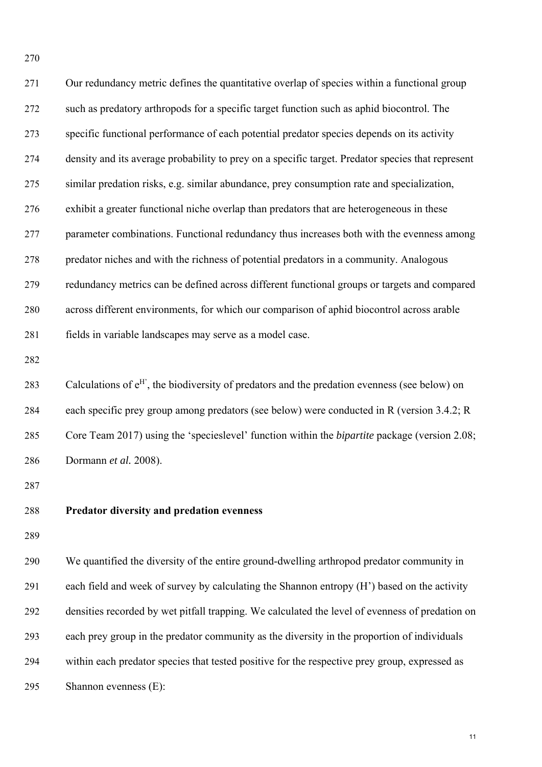Our redundancy metric defines the quantitative overlap of species within a functional group such as predatory arthropods for a specific target function such as aphid biocontrol. The specific functional performance of each potential predator species depends on its activity density and its average probability to prey on a specific target. Predator species that represent similar predation risks, e.g. similar abundance, prey consumption rate and specialization, exhibit a greater functional niche overlap than predators that are heterogeneous in these parameter combinations. Functional redundancy thus increases both with the evenness among predator niches and with the richness of potential predators in a community. Analogous redundancy metrics can be defined across different functional groups or targets and compared across different environments, for which our comparison of aphid biocontrol across arable fields in variable landscapes may serve as a model case.

Calculations of $e^{H'}$, the biodiversity of predators and the predation evenness (see below) on each specific prey group among predators (see below) were conducted in R (version 3.4.2; R Core Team 2017) using the 'specieslevel' function within the *bipartite* package (version 2.08; Dormann *et al.* 2008).

**Predator diversity and predation evenness**

We quantified the diversity of the entire ground-dwelling arthropod predator community in each field and week of survey by calculating the Shannon entropy (H') based on the activity densities recorded by wet pitfall trapping. We calculated the level of evenness of predation on each prey group in the predator community as the diversity in the proportion of individuals within each predator species that tested positive for the respective prey group, expressed as Shannon evenness (E):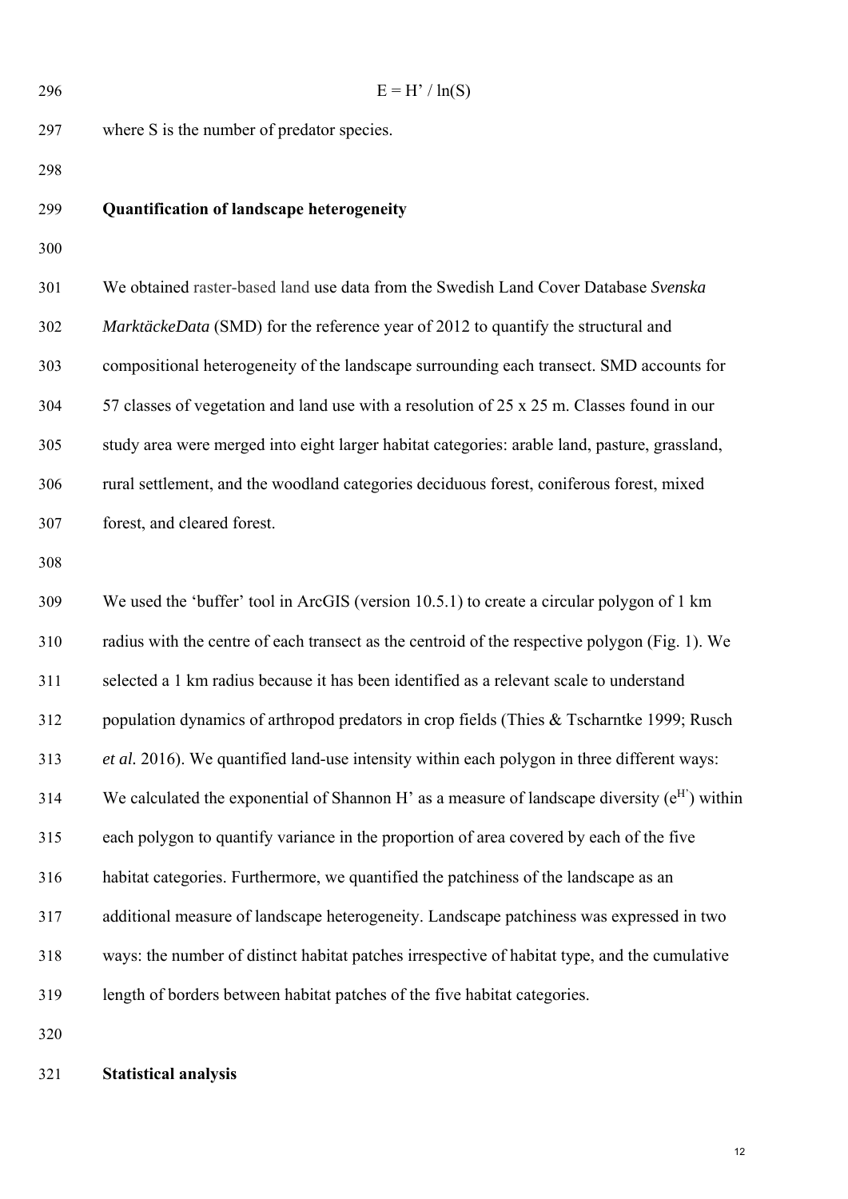$$E = H' / \ln(S)$$

where S is the number of predator species.

## Quantification of landscape heterogeneity

We obtained raster-based land use data from the Swedish Land Cover Database *Svenska MarktäckeData* (SMD) for the reference year of 2012 to quantify the structural and compositional heterogeneity of the landscape surrounding each transect. SMD accounts for 57 classes of vegetation and land use with a resolution of 25 x 25 m. Classes found in our study area were merged into eight larger habitat categories: arable land, pasture, grassland, rural settlement, and the woodland categories deciduous forest, coniferous forest, mixed forest, and cleared forest.

We used the 'buffer' tool in ArcGIS (version 10.5.1) to create a circular polygon of 1 km radius with the centre of each transect as the centroid of the respective polygon (Fig. 1). We selected a 1 km radius because it has been identified as a relevant scale to understand population dynamics of arthropod predators in crop fields (Thies & Tscharntke 1999; Rusch *et al.* 2016). We quantified land-use intensity within each polygon in three different ways: We calculated the exponential of Shannon H' as a measure of landscape diversity ($e^{H'}$) within each polygon to quantify variance in the proportion of area covered by each of the five habitat categories. Furthermore, we quantified the patchiness of the landscape as an additional measure of landscape heterogeneity. Landscape patchiness was expressed in two ways: the number of distinct habitat patches irrespective of habitat type, and the cumulative length of borders between habitat patches of the five habitat categories.

## Statistical analysis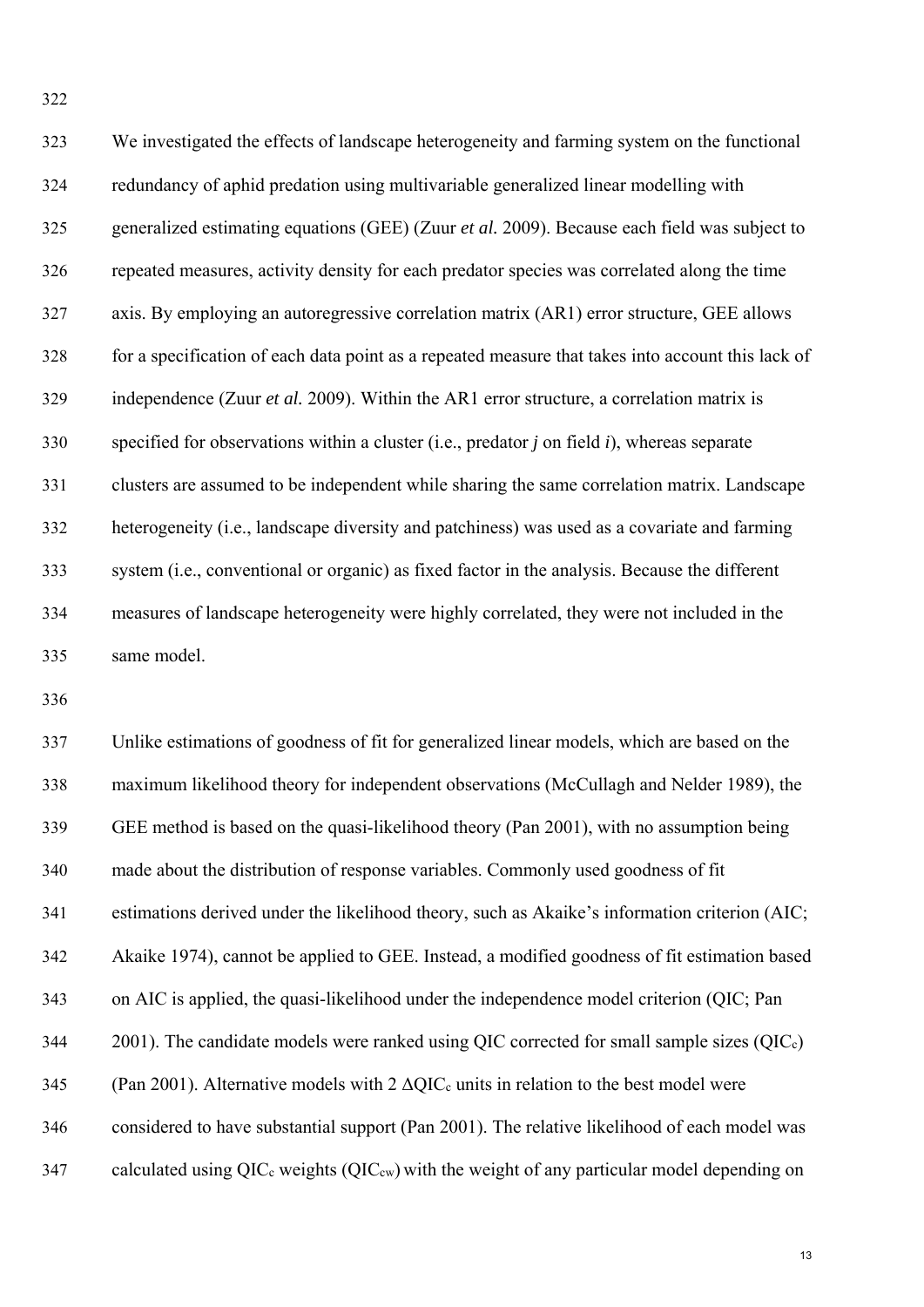We investigated the effects of landscape heterogeneity and farming system on the functional redundancy of aphid predation using multivariable generalized linear modelling with generalized estimating equations (GEE) (Zuur *et al.* 2009). Because each field was subject to repeated measures, activity density for each predator species was correlated along the time axis. By employing an autoregressive correlation matrix (AR1) error structure, GEE allows for a specification of each data point as a repeated measure that takes into account this lack of independence (Zuur *et al.* 2009). Within the AR1 error structure, a correlation matrix is specified for observations within a cluster (i.e., predator $j$ on field $i$), whereas separate clusters are assumed to be independent while sharing the same correlation matrix. Landscape heterogeneity (i.e., landscape diversity and patchiness) was used as a covariate and farming system (i.e., conventional or organic) as fixed factor in the analysis. Because the different measures of landscape heterogeneity were highly correlated, they were not included in the same model.

Unlike estimations of goodness of fit for generalized linear models, which are based on the maximum likelihood theory for independent observations (McCullagh and Nelder 1989), the GEE method is based on the quasi-likelihood theory (Pan 2001), with no assumption being made about the distribution of response variables. Commonly used goodness of fit estimations derived under the likelihood theory, such as Akaike's information criterion (AIC; Akaike 1974), cannot be applied to GEE. Instead, a modified goodness of fit estimation based on AIC is applied, the quasi-likelihood under the independence model criterion (QIC; Pan 2001). The candidate models were ranked using QIC corrected for small sample sizes ($QIC_c$) (Pan 2001). Alternative models with 2 $\Delta QIC_c$ units in relation to the best model were considered to have substantial support (Pan 2001). The relative likelihood of each model was calculated using $QIC_c$ weights ($QIC_{cw}$) with the weight of any particular model depending on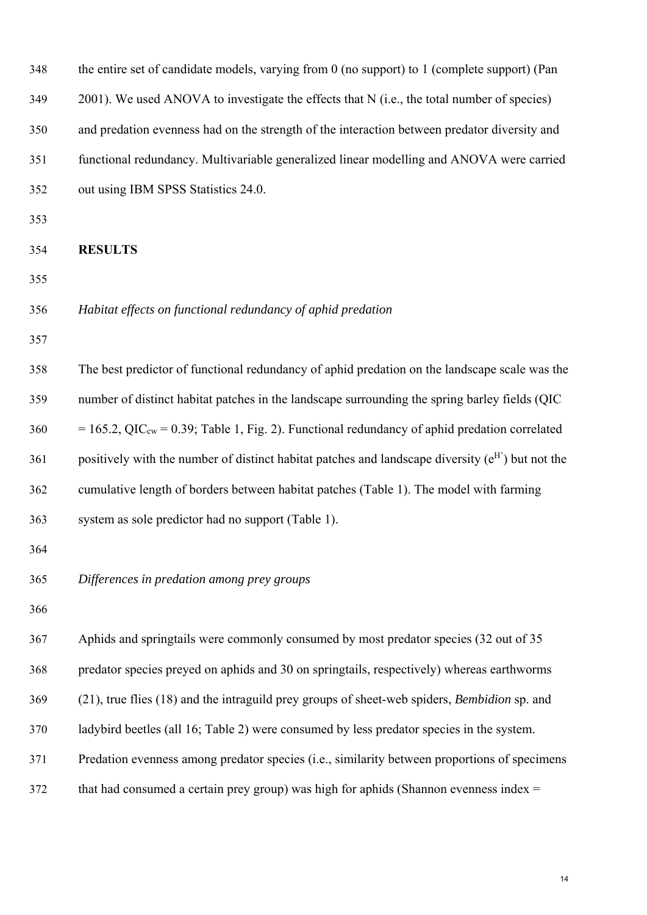the entire set of candidate models, varying from 0 (no support) to 1 (complete support) (Pan 2001). We used ANOVA to investigate the effects that N (i.e., the total number of species) and predation evenness had on the strength of the interaction between predator diversity and functional redundancy. Multivariable generalized linear modelling and ANOVA were carried out using IBM SPSS Statistics 24.0.

## RESULTS

### *Habitat effects on functional redundancy of aphid predation*

The best predictor of functional redundancy of aphid predation on the landscape scale was the number of distinct habitat patches in the landscape surrounding the spring barley fields (QIC = 165.2, $QIC_{cw}$ = 0.39; Table 1, Fig. 2). Functional redundancy of aphid predation correlated positively with the number of distinct habitat patches and landscape diversity ($e^{H'}$) but not the cumulative length of borders between habitat patches (Table 1). The model with farming system as sole predictor had no support (Table 1).

### *Differences in predation among prey groups*

Aphids and springtails were commonly consumed by most predator species (32 out of 35 predator species preyed on aphids and 30 on springtails, respectively) whereas earthworms (21), true flies (18) and the intraguild prey groups of sheet-web spiders, *Bembidion* sp. and ladybird beetles (all 16; Table 2) were consumed by less predator species in the system. Predation evenness among predator species (i.e., similarity between proportions of specimens that had consumed a certain prey group) was high for aphids (Shannon evenness index =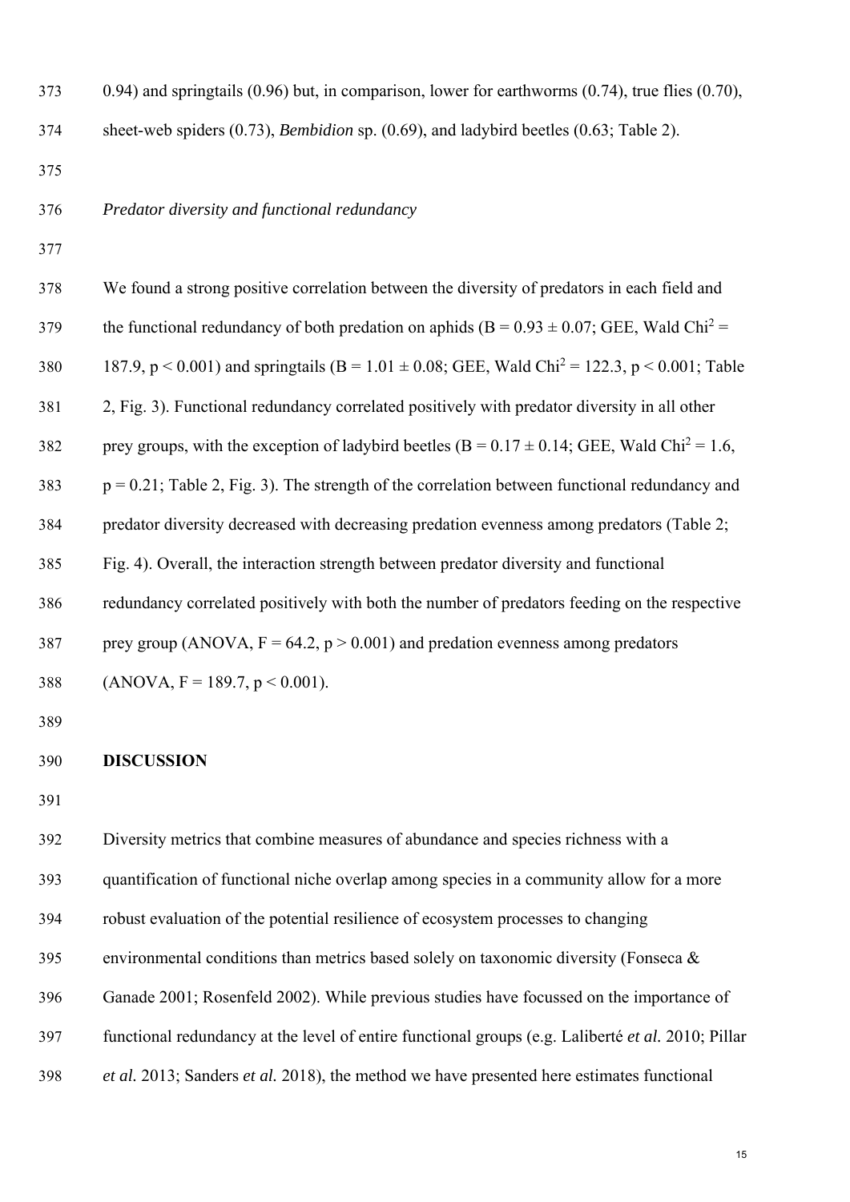0.94) and springtails (0.96) but, in comparison, lower for earthworms (0.74), true flies (0.70), sheet-web spiders (0.73), *Bembidion* sp. (0.69), and ladybird beetles (0.63; Table 2).

### *Predator diversity and functional redundancy*

We found a strong positive correlation between the diversity of predators in each field and the functional redundancy of both predation on aphids (B = 0.93 ± 0.07; GEE, Wald $Chi^2$ = 187.9, $p < 0.001$) and springtails (B = 1.01 ± 0.08; GEE, Wald $Chi^2$ = 122.3, $p < 0.001$; Table 2, Fig. 3). Functional redundancy correlated positively with predator diversity in all other prey groups, with the exception of ladybird beetles (B = 0.17 ± 0.14; GEE, Wald $Chi^2$ = 1.6, $p = 0.21$; Table 2, Fig. 3). The strength of the correlation between functional redundancy and predator diversity decreased with decreasing predation evenness among predators (Table 2; Fig. 4). Overall, the interaction strength between predator diversity and functional redundancy correlated positively with both the number of predators feeding on the respective prey group (ANOVA, F = 64.2, $p > 0.001$) and predation evenness among predators (ANOVA, F = 189.7, $p < 0.001$).

## DISCUSSION

Diversity metrics that combine measures of abundance and species richness with a quantification of functional niche overlap among species in a community allow for a more robust evaluation of the potential resilience of ecosystem processes to changing environmental conditions than metrics based solely on taxonomic diversity (Fonseca & Ganade 2001; Rosenfeld 2002). While previous studies have focussed on the importance of functional redundancy at the level of entire functional groups (e.g. Laliberté *et al.* 2010; Pillar *et al.* 2013; Sanders *et al.* 2018), the method we have presented here estimates functional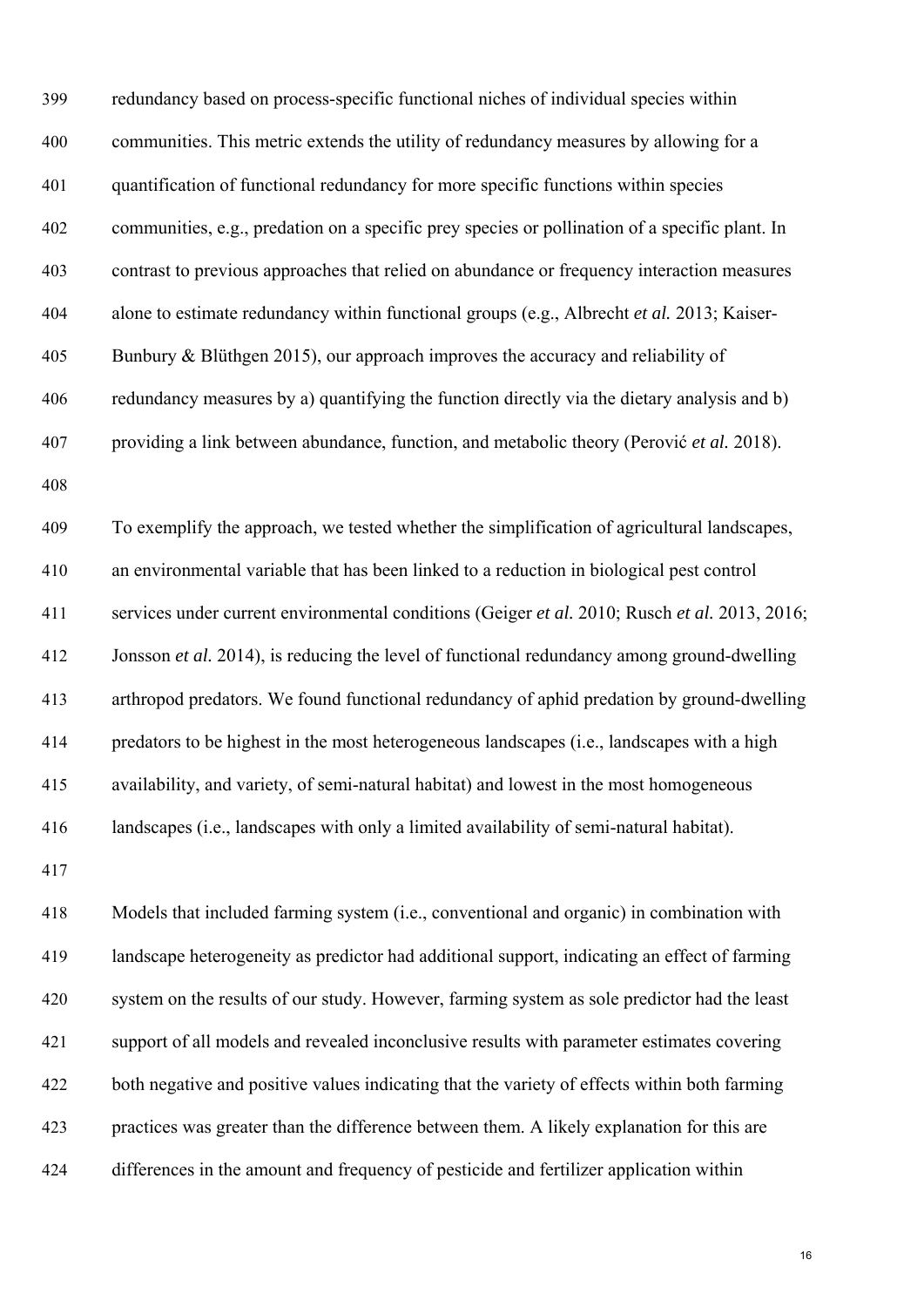redundancy based on process-specific functional niches of individual species within communities. This metric extends the utility of redundancy measures by allowing for a quantification of functional redundancy for more specific functions within species communities, e.g., predation on a specific prey species or pollination of a specific plant. In contrast to previous approaches that relied on abundance or frequency interaction measures alone to estimate redundancy within functional groups (e.g., Albrecht *et al.* 2013; Kaiser-Bunbury & Blüthgen 2015), our approach improves the accuracy and reliability of redundancy measures by a) quantifying the function directly via the dietary analysis and b) providing a link between abundance, function, and metabolic theory (Perović *et al.* 2018).

To exemplify the approach, we tested whether the simplification of agricultural landscapes, an environmental variable that has been linked to a reduction in biological pest control services under current environmental conditions (Geiger *et al.* 2010; Rusch *et al.* 2013, 2016; Jonsson *et al.* 2014), is reducing the level of functional redundancy among ground-dwelling arthropod predators. We found functional redundancy of aphid predation by ground-dwelling predators to be highest in the most heterogeneous landscapes (i.e., landscapes with a high availability, and variety, of semi-natural habitat) and lowest in the most homogeneous landscapes (i.e., landscapes with only a limited availability of semi-natural habitat).

Models that included farming system (i.e., conventional and organic) in combination with landscape heterogeneity as predictor had additional support, indicating an effect of farming system on the results of our study. However, farming system as sole predictor had the least support of all models and revealed inconclusive results with parameter estimates covering both negative and positive values indicating that the variety of effects within both farming practices was greater than the difference between them. A likely explanation for this are differences in the amount and frequency of pesticide and fertilizer application within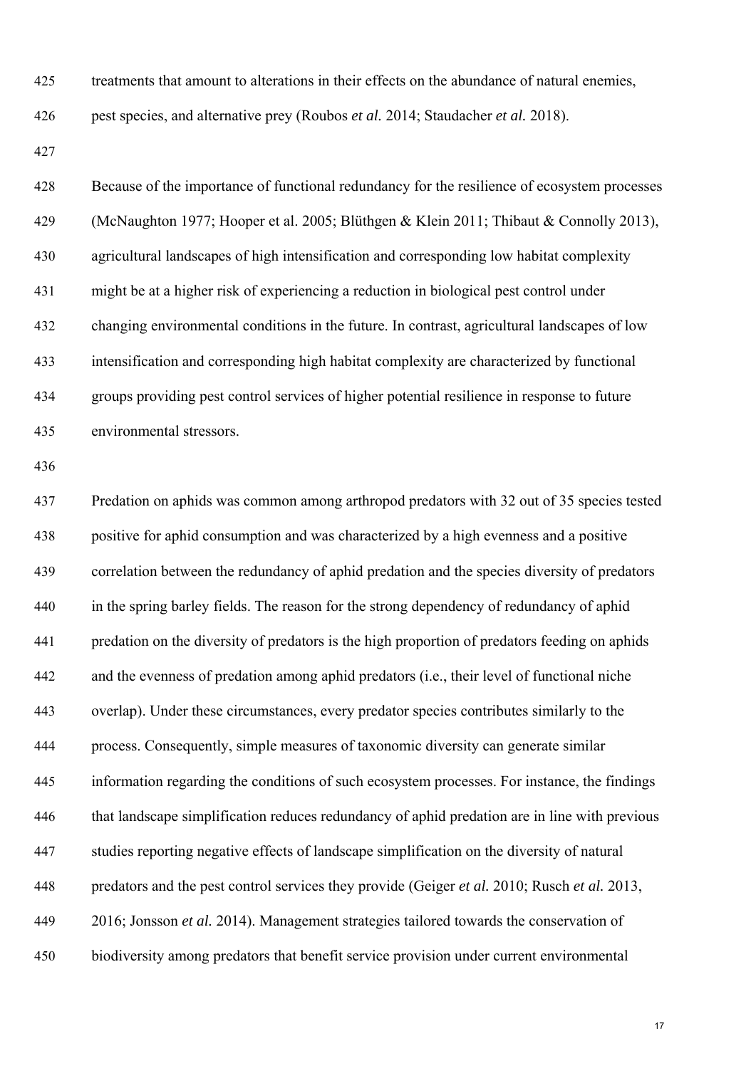treatments that amount to alterations in their effects on the abundance of natural enemies, pest species, and alternative prey (Roubos *et al.* 2014; Staudacher *et al.* 2018).

Because of the importance of functional redundancy for the resilience of ecosystem processes (McNaughton 1977; Hooper et al. 2005; Blüthgen & Klein 2011; Thibaut & Connolly 2013), agricultural landscapes of high intensification and corresponding low habitat complexity might be at a higher risk of experiencing a reduction in biological pest control under changing environmental conditions in the future. In contrast, agricultural landscapes of low intensification and corresponding high habitat complexity are characterized by functional groups providing pest control services of higher potential resilience in response to future environmental stressors.

Predation on aphids was common among arthropod predators with 32 out of 35 species tested positive for aphid consumption and was characterized by a high evenness and a positive correlation between the redundancy of aphid predation and the species diversity of predators in the spring barley fields. The reason for the strong dependency of redundancy of aphid predation on the diversity of predators is the high proportion of predators feeding on aphids and the evenness of predation among aphid predators (i.e., their level of functional niche overlap). Under these circumstances, every predator species contributes similarly to the process. Consequently, simple measures of taxonomic diversity can generate similar information regarding the conditions of such ecosystem processes. For instance, the findings that landscape simplification reduces redundancy of aphid predation are in line with previous studies reporting negative effects of landscape simplification on the diversity of natural predators and the pest control services they provide (Geiger *et al.* 2010; Rusch *et al.* 2013, 2016; Jonsson *et al.* 2014). Management strategies tailored towards the conservation of biodiversity among predators that benefit service provision under current environmental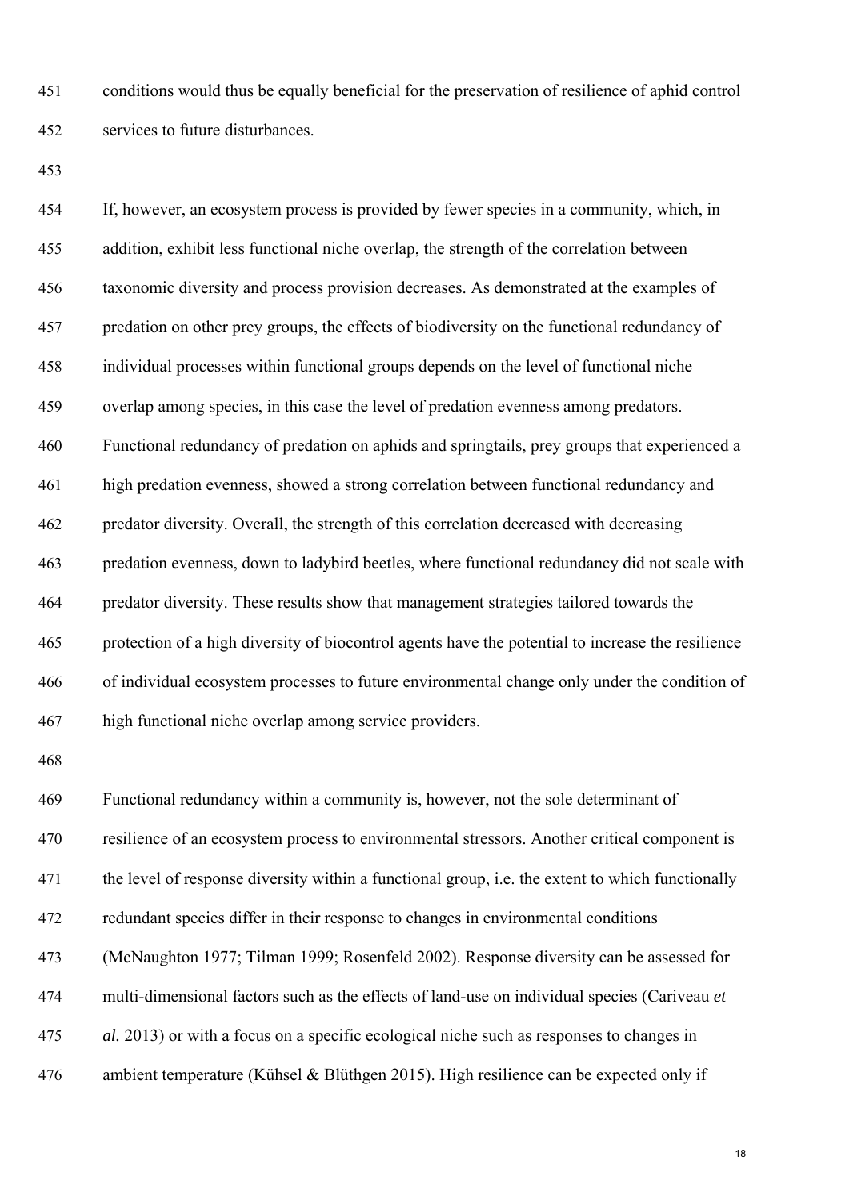conditions would thus be equally beneficial for the preservation of resilience of aphid control services to future disturbances.

If, however, an ecosystem process is provided by fewer species in a community, which, in addition, exhibit less functional niche overlap, the strength of the correlation between taxonomic diversity and process provision decreases. As demonstrated at the examples of predation on other prey groups, the effects of biodiversity on the functional redundancy of individual processes within functional groups depends on the level of functional niche overlap among species, in this case the level of predation evenness among predators. Functional redundancy of predation on aphids and springtails, prey groups that experienced a high predation evenness, showed a strong correlation between functional redundancy and predator diversity. Overall, the strength of this correlation decreased with decreasing predation evenness, down to ladybird beetles, where functional redundancy did not scale with predator diversity. These results show that management strategies tailored towards the protection of a high diversity of biocontrol agents have the potential to increase the resilience of individual ecosystem processes to future environmental change only under the condition of high functional niche overlap among service providers.

Functional redundancy within a community is, however, not the sole determinant of resilience of an ecosystem process to environmental stressors. Another critical component is the level of response diversity within a functional group, i.e. the extent to which functionally redundant species differ in their response to changes in environmental conditions (McNaughton 1977; Tilman 1999; Rosenfeld 2002). Response diversity can be assessed for multi-dimensional factors such as the effects of land-use on individual species (Cariveau *et al.* 2013) or with a focus on a specific ecological niche such as responses to changes in ambient temperature (Kühsel & Blüthgen 2015). High resilience can be expected only if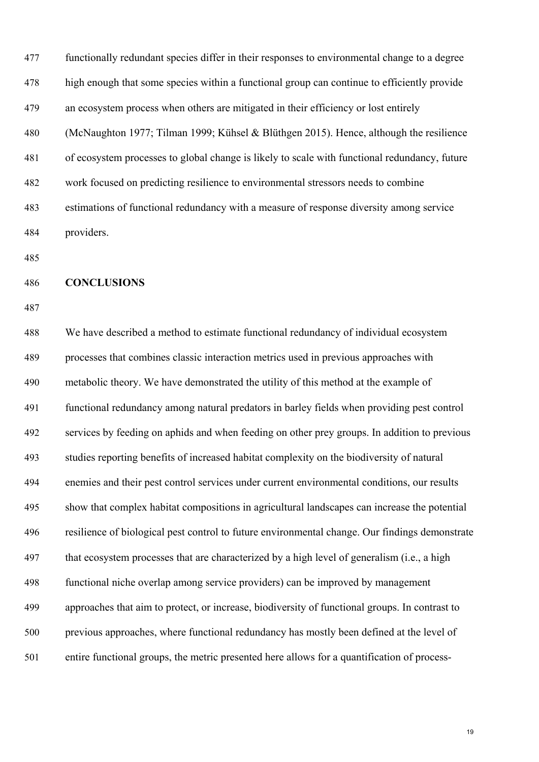functionally redundant species differ in their responses to environmental change to a degree high enough that some species within a functional group can continue to efficiently provide an ecosystem process when others are mitigated in their efficiency or lost entirely (McNaughton 1977; Tilman 1999; Kühsel & Blüthgen 2015). Hence, although the resilience of ecosystem processes to global change is likely to scale with functional redundancy, future work focused on predicting resilience to environmental stressors needs to combine estimations of functional redundancy with a measure of response diversity among service providers.

## CONCLUSIONS

We have described a method to estimate functional redundancy of individual ecosystem processes that combines classic interaction metrics used in previous approaches with metabolic theory. We have demonstrated the utility of this method at the example of functional redundancy among natural predators in barley fields when providing pest control services by feeding on aphids and when feeding on other prey groups. In addition to previous studies reporting benefits of increased habitat complexity on the biodiversity of natural enemies and their pest control services under current environmental conditions, our results show that complex habitat compositions in agricultural landscapes can increase the potential resilience of biological pest control to future environmental change. Our findings demonstrate that ecosystem processes that are characterized by a high level of generalism (i.e., a high functional niche overlap among service providers) can be improved by management approaches that aim to protect, or increase, biodiversity of functional groups. In contrast to previous approaches, where functional redundancy has mostly been defined at the level of entire functional groups, the metric presented here allows for a quantification of process-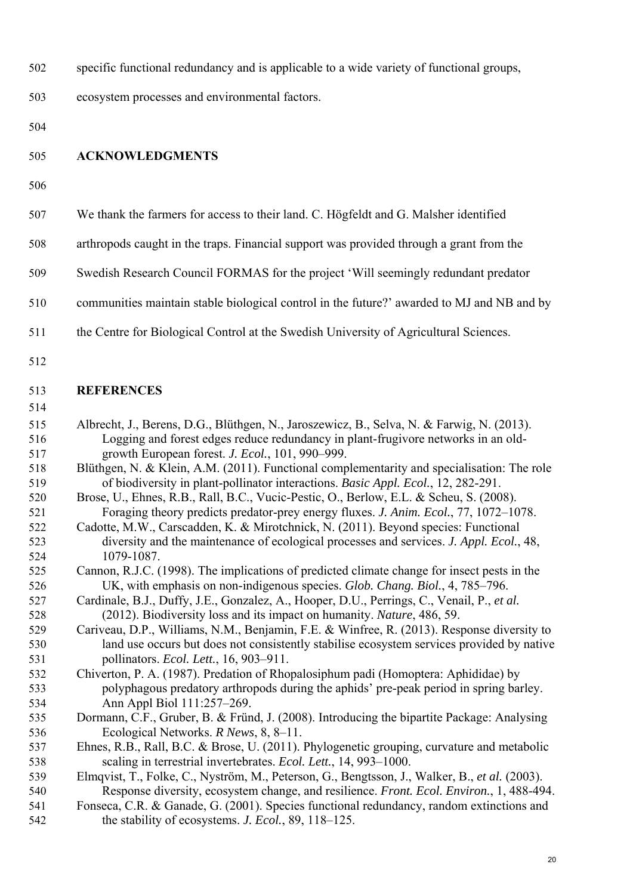specific functional redundancy and is applicable to a wide variety of functional groups, ecosystem processes and environmental factors.

## ACKNOWLEDGMENTS

We thank the farmers for access to their land. C. Högfeldt and G. Malsher identified arthropods caught in the traps. Financial support was provided through a grant from the Swedish Research Council FORMAS for the project 'Will seemingly redundant predator communities maintain stable biological control in the future?' awarded to MJ and NB and by the Centre for Biological Control at the Swedish University of Agricultural Sciences.

## REFERENCES

Albrecht, J., Berens, D.G., Blüthgen, N., Jaroszewicz, B., Selva, N. & Farwig, N. (2013). Logging and forest edges reduce redundancy in plant-frugivore networks in an old-growth European forest. *J. Ecol.*, 101, 990–999.

Blüthgen, N. & Klein, A.M. (2011). Functional complementarity and specialisation: The role of biodiversity in plant-pollinator interactions. *Basic Appl. Ecol.*, 12, 282-291.

Brose, U., Ehnes, R.B., Rall, B.C., Vucic-Pestic, O., Berlow, E.L. & Scheu, S. (2008). Foraging theory predicts predator-prey energy fluxes. *J. Anim. Ecol.*, 77, 1072–1078.

Cadotte, M.W., Carscadden, K. & Mirotchnick, N. (2011). Beyond species: Functional diversity and the maintenance of ecological processes and services. *J. Appl. Ecol.*, 48, 1079-1087.

Cannon, R.J.C. (1998). The implications of predicted climate change for insect pests in the UK, with emphasis on non-indigenous species. *Glob. Chang. Biol.*, 4, 785–796.

Cardinale, B.J., Duffy, J.E., Gonzalez, A., Hooper, D.U., Perrings, C., Venail, P., *et al.* (2012). Biodiversity loss and its impact on humanity. *Nature*, 486, 59.

Cariveau, D.P., Williams, N.M., Benjamin, F.E. & Winfree, R. (2013). Response diversity to land use occurs but does not consistently stabilise ecosystem services provided by native pollinators. *Ecol. Lett.*, 16, 903–911.

Chiverton, P. A. (1987). Predation of Rhopalosiphum padi (Homoptera: Aphididae) by polyphagous predatory arthropods during the aphids' pre-peak period in spring barley. Ann Appl Biol 111:257–269.

Dormann, C.F., Gruber, B. & Fründ, J. (2008). Introducing the bipartite Package: Analysing Ecological Networks. *R News*, 8, 8–11.

Ehnes, R.B., Rall, B.C. & Brose, U. (2011). Phylogenetic grouping, curvature and metabolic scaling in terrestrial invertebrates. *Ecol. Lett.*, 14, 993–1000.

Elmqvist, T., Folke, C., Nyström, M., Peterson, G., Bengtsson, J., Walker, B., *et al.* (2003). Response diversity, ecosystem change, and resilience. *Front. Ecol. Environ.*, 1, 488-494.

Fonseca, C.R. & Ganade, G. (2001). Species functional redundancy, random extinctions and the stability of ecosystems. *J. Ecol.*, 89, 118–125.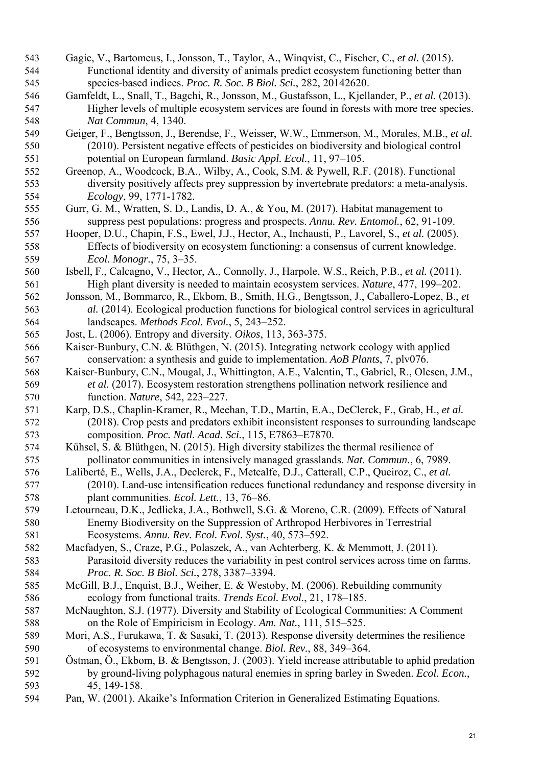Gagic, V., Bartomeus, I., Jonsson, T., Taylor, A., Winqvist, C., Fischer, C., *et al.* (2015). Functional identity and diversity of animals predict ecosystem functioning better than species-based indices. *Proc. R. Soc. B Biol. Sci.*, 282, 20142620.

Gamfeldt, L., Snall, T., Bagchi, R., Jonsson, M., Gustafsson, L., Kjellander, P., *et al.* (2013). Higher levels of multiple ecosystem services are found in forests with more tree species. *Nat Commun*, 4, 1340.

Geiger, F., Bengtsson, J., Berendse, F., Weisser, W.W., Emmerson, M., Morales, M.B., *et al.* (2010). Persistent negative effects of pesticides on biodiversity and biological control potential on European farmland. *Basic Appl. Ecol.*, 11, 97–105.

Greenop, A., Woodcock, B.A., Wilby, A., Cook, S.M. & Pywell, R.F. (2018). Functional diversity positively affects prey suppression by invertebrate predators: a meta-analysis. *Ecology*, 99, 1771-1782.

Gurr, G. M., Wratten, S. D., Landis, D. A., & You, M. (2017). Habitat management to suppress pest populations: progress and prospects. *Annu. Rev. Entomol.*, 62, 91-109.

Hooper, D.U., Chapin, F.S., Ewel, J.J., Hector, A., Inchausti, P., Lavorel, S., *et al.* (2005). Effects of biodiversity on ecosystem functioning: a consensus of current knowledge. *Ecol. Monogr.*, 75, 3–35.

Isbell, F., Calcagno, V., Hector, A., Connolly, J., Harpole, W.S., Reich, P.B., *et al.* (2011). High plant diversity is needed to maintain ecosystem services. *Nature*, 477, 199–202.

Jonsson, M., Bommarco, R., Ekbom, B., Smith, H.G., Bengtsson, J., Caballero-Lopez, B., *et al.* (2014). Ecological production functions for biological control services in agricultural landscapes. *Methods Ecol. Evol.*, 5, 243–252.

Jost, L. (2006). Entropy and diversity. *Oikos*, 113, 363-375.

Kaiser-Bunbury, C.N. & Blüthgen, N. (2015). Integrating network ecology with applied conservation: a synthesis and guide to implementation. *AoB Plants*, 7, plv076.

Kaiser-Bunbury, C.N., Mougal, J., Whittington, A.E., Valentin, T., Gabriel, R., Olesen, J.M., *et al.* (2017). Ecosystem restoration strengthens pollination network resilience and function. *Nature*, 542, 223–227.

Karp, D.S., Chaplin-Kramer, R., Meehan, T.D., Martin, E.A., DeClerck, F., Grab, H., *et al.* (2018). Crop pests and predators exhibit inconsistent responses to surrounding landscape composition. *Proc. Natl. Acad. Sci.*, 115, E7863–E7870.

Kühsel, S. & Blüthgen, N. (2015). High diversity stabilizes the thermal resilience of pollinator communities in intensively managed grasslands. *Nat. Commun.*, 6, 7989.

Laliberté, E., Wells, J.A., Declerck, F., Metcalfe, D.J., Catterall, C.P., Queiroz, C., *et al.* (2010). Land-use intensification reduces functional redundancy and response diversity in plant communities. *Ecol. Lett.*, 13, 76–86.

Letourneau, D.K., Jedlicka, J.A., Bothwell, S.G. & Moreno, C.R. (2009). Effects of Natural Enemy Biodiversity on the Suppression of Arthropod Herbivores in Terrestrial Ecosystems. *Annu. Rev. Ecol. Evol. Syst.*, 40, 573–592.

Macfadyen, S., Craze, P.G., Polaszek, A., van Achterberg, K. & Memmott, J. (2011). Parasitoid diversity reduces the variability in pest control services across time on farms. *Proc. R. Soc. B Biol. Sci.*, 278, 3387–3394.

McGill, B.J., Enquist, B.J., Weiher, E. & Westoby, M. (2006). Rebuilding community ecology from functional traits. *Trends Ecol. Evol.*, 21, 178–185.

McNaughton, S.J. (1977). Diversity and Stability of Ecological Communities: A Comment on the Role of Empiricism in Ecology. *Am. Nat.*, 111, 515–525.

Mori, A.S., Furukawa, T. & Sasaki, T. (2013). Response diversity determines the resilience of ecosystems to environmental change. *Biol. Rev.*, 88, 349–364.

Östman, Ö., Ekbom, B. & Bengtsson, J. (2003). Yield increase attributable to aphid predation by ground-living polyphagous natural enemies in spring barley in Sweden. *Ecol. Econ.*, 45, 149-158.

Pan, W. (2001). Akaike's Information Criterion in Generalized Estimating Equations.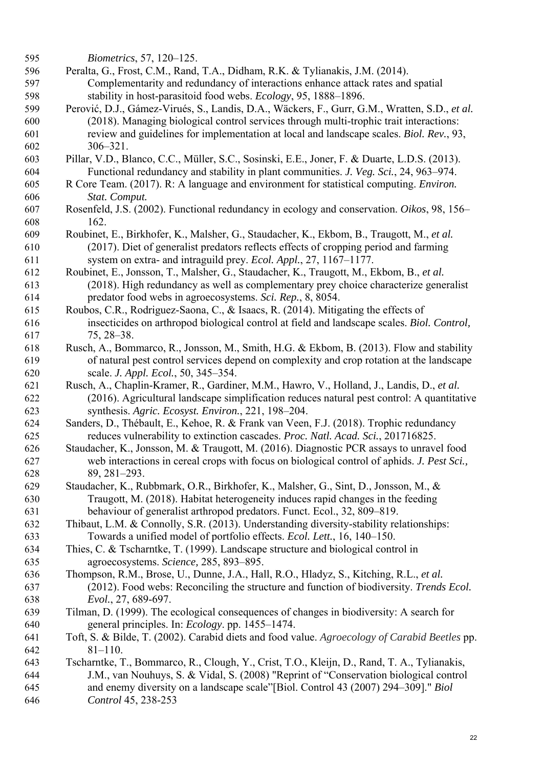*Biometrics*, 57, 120–125.

Peralta, G., Frost, C.M., Rand, T.A., Didham, R.K. & Tylianakis, J.M. (2014). Complementarity and redundancy of interactions enhance attack rates and spatial stability in host-parasitoid food webs. *Ecology*, 95, 1888–1896.

Perović, D.J., Gámez-Virués, S., Landis, D.A., Wäckers, F., Gurr, G.M., Wratten, S.D., *et al.* (2018). Managing biological control services through multi-trophic trait interactions: review and guidelines for implementation at local and landscape scales. *Biol. Rev.*, 93, 306–321.

Pillar, V.D., Blanco, C.C., Müller, S.C., Sosinski, E.E., Joner, F. & Duarte, L.D.S. (2013). Functional redundancy and stability in plant communities. *J. Veg. Sci.*, 24, 963–974.

R Core Team. (2017). R: A language and environment for statistical computing. *Environ. Stat. Comput.*

Rosenfeld, J.S. (2002). Functional redundancy in ecology and conservation. *Oikos*, 98, 156–162.

Roubinet, E., Birkhofer, K., Malsher, G., Staudacher, K., Ekbom, B., Traugott, M., *et al.* (2017). Diet of generalist predators reflects effects of cropping period and farming system on extra- and intraguild prey. *Ecol. Appl.*, 27, 1167–1177.

Roubinet, E., Jonsson, T., Malsher, G., Staudacher, K., Traugott, M., Ekbom, B., *et al.* (2018). High redundancy as well as complementary prey choice characterize generalist predator food webs in agroecosystems. *Sci. Rep.*, 8, 8054.

Roubos, C.R., Rodriguez-Saona, C., & Isaacs, R. (2014). Mitigating the effects of insecticides on arthropod biological control at field and landscape scales. *Biol. Control,* 75, 28–38.

Rusch, A., Bommarco, R., Jonsson, M., Smith, H.G. & Ekbom, B. (2013). Flow and stability of natural pest control services depend on complexity and crop rotation at the landscape scale. *J. Appl. Ecol.*, 50, 345–354.

Rusch, A., Chaplin-Kramer, R., Gardiner, M.M., Hawro, V., Holland, J., Landis, D., *et al.* (2016). Agricultural landscape simplification reduces natural pest control: A quantitative synthesis. *Agric. Ecosyst. Environ.*, 221, 198–204.

Sanders, D., Thébault, E., Kehoe, R. & Frank van Veen, F.J. (2018). Trophic redundancy reduces vulnerability to extinction cascades. *Proc. Natl. Acad. Sci.*, 201716825.

Staudacher, K., Jonsson, M. & Traugott, M. (2016). Diagnostic PCR assays to unravel food web interactions in cereal crops with focus on biological control of aphids. *J. Pest Sci.,* 89, 281–293.

Staudacher, K., Rubbmark, O.R., Birkhofer, K., Malsher, G., Sint, D., Jonsson, M., & Traugott, M. (2018). Habitat heterogeneity induces rapid changes in the feeding behaviour of generalist arthropod predators. Funct. Ecol., 32, 809–819.

Thibaut, L.M. & Connolly, S.R. (2013). Understanding diversity-stability relationships: Towards a unified model of portfolio effects. *Ecol. Lett.*, 16, 140–150.

Thies, C. & Tscharntke, T. (1999). Landscape structure and biological control in agroecosystems. *Science,* 285, 893–895.

Thompson, R.M., Brose, U., Dunne, J.A., Hall, R.O., Hladyz, S., Kitching, R.L., *et al.* (2012). Food webs: Reconciling the structure and function of biodiversity. *Trends Ecol. Evol.*, 27, 689-697.

Tilman, D. (1999). The ecological consequences of changes in biodiversity: A search for general principles. In: *Ecology*. pp. 1455–1474.

Toft, S. & Bilde, T. (2002). Carabid diets and food value. *Agroecology of Carabid Beetles* pp. 81–110.

Tscharntke, T., Bommarco, R., Clough, Y., Crist, T.O., Kleijn, D., Rand, T. A., Tylianakis, J.M., van Nouhuys, S. & Vidal, S. (2008) "Reprint of "Conservation biological control and enemy diversity on a landscape scale"[Biol. Control 43 (2007) 294–309]." *Biol Control* 45, 238-253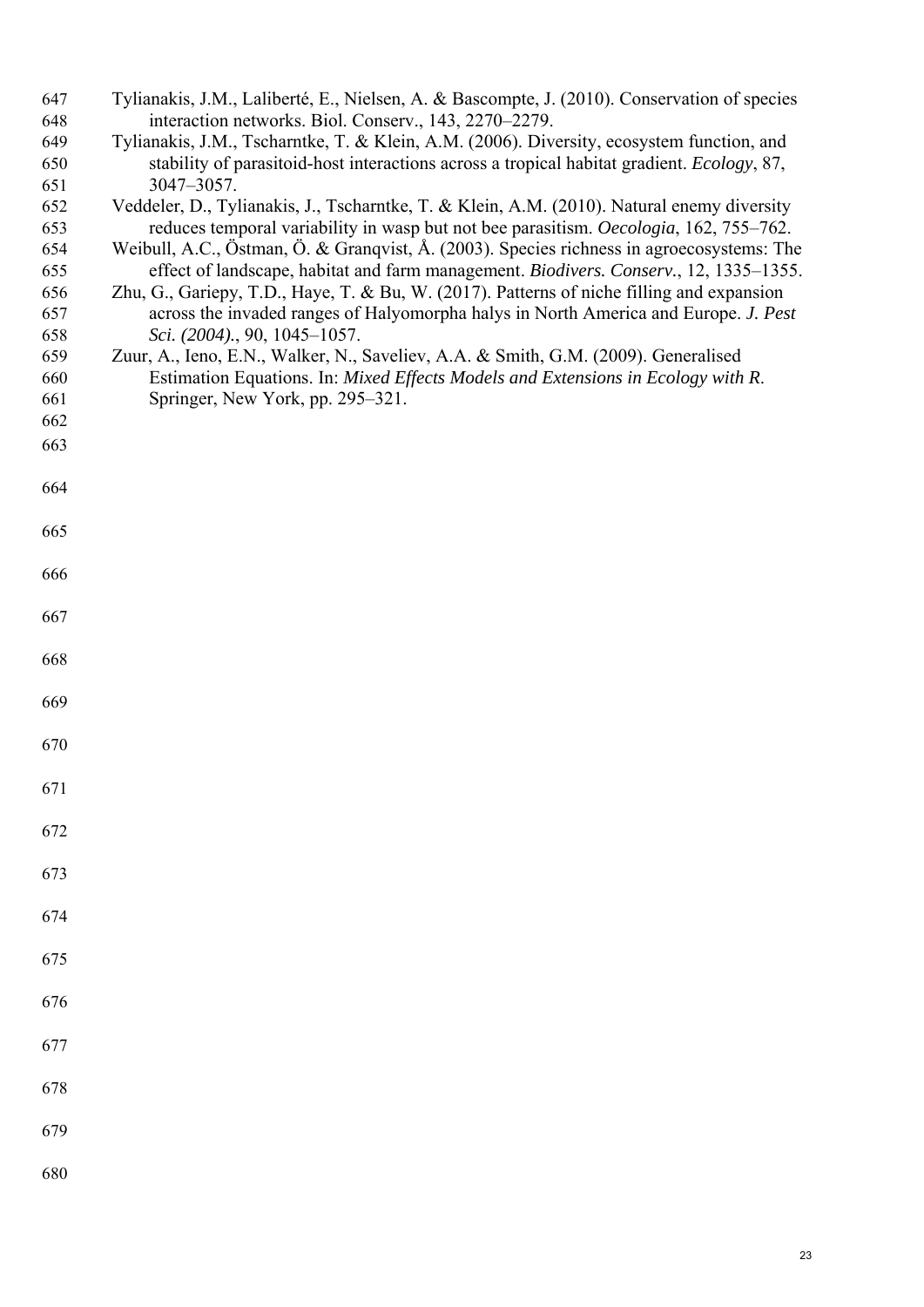Tylianakis, J.M., Laliberté, E., Nielsen, A. & Bascompte, J. (2010). Conservation of species interaction networks. Biol. Conserv., 143, 2270–2279.

Tylianakis, J.M., Tscharntke, T. & Klein, A.M. (2006). Diversity, ecosystem function, and stability of parasitoid-host interactions across a tropical habitat gradient. *Ecology*, 87, 3047–3057.

Veddeler, D., Tylianakis, J., Tscharntke, T. & Klein, A.M. (2010). Natural enemy diversity reduces temporal variability in wasp but not bee parasitism. *Oecologia*, 162, 755–762.

Weibull, A.C., Östman, Ö. & Granqvist, Å. (2003). Species richness in agroecosystems: The effect of landscape, habitat and farm management. *Biodivers. Conserv.*, 12, 1335–1355.

Zhu, G., Gariepy, T.D., Haye, T. & Bu, W. (2017). Patterns of niche filling and expansion across the invaded ranges of Halyomorpha halys in North America and Europe. *J. Pest Sci. (2004).*, 90, 1045–1057.

Zuur, A., Ieno, E.N., Walker, N., Saveliev, A.A. & Smith, G.M. (2009). Generalised Estimation Equations. In: *Mixed Effects Models and Extensions in Ecology with R*. Springer, New York, pp. 295–321.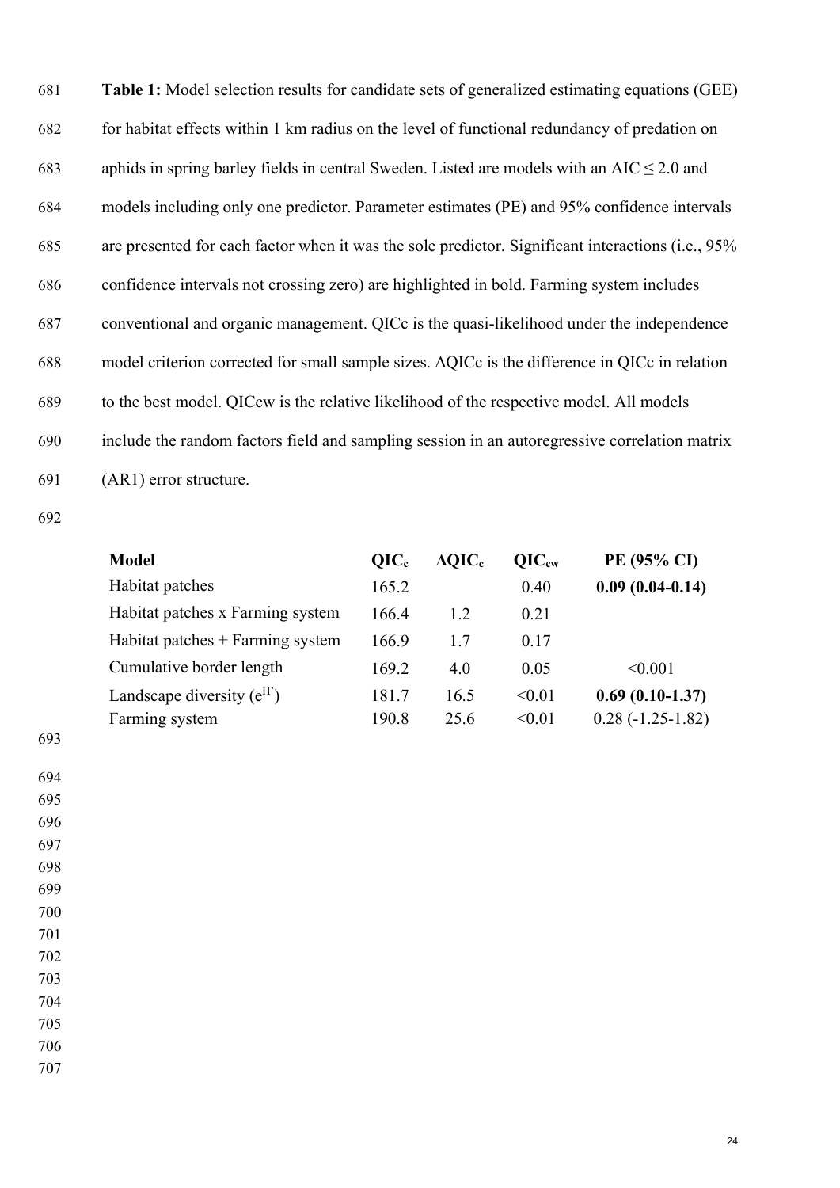**Table 1:** Model selection results for candidate sets of generalized estimating equations (GEE) for habitat effects within 1 km radius on the level of functional redundancy of predation on aphids in spring barley fields in central Sweden. Listed are models with an AIC ≤ 2.0 and models including only one predictor. Parameter estimates (PE) and 95% confidence intervals are presented for each factor when it was the sole predictor. Significant interactions (i.e., 95% confidence intervals not crossing zero) are highlighted in bold. Farming system includes conventional and organic management. QICc is the quasi-likelihood under the independence model criterion corrected for small sample sizes. ΔQICc is the difference in QICc in relation to the best model. QICcw is the relative likelihood of the respective model. All models include the random factors field and sampling session in an autoregressive correlation matrix (AR1) error structure.

| Model | $QIC_c$ | $\Delta QIC_c$ | $QIC_{cw}$ | PE (95% CI) |
|---|---|---|---|---|
| Habitat patches | 165.2 | | 0.40 | **0.09 (0.04-0.14)** |
| Habitat patches x Farming system | 166.4 | 1.2 | 0.21 | |
| Habitat patches + Farming system | 166.9 | 1.7 | 0.17 | |
| Cumulative border length | 169.2 | 4.0 | 0.05 | <0.001 |
| Landscape diversity ($e^{H'}$) | 181.7 | 16.5 | <0.01 | **0.69 (0.10-1.37)** |
| Farming system | 190.8 | 25.6 | <0.01 | 0.28 (-1.25-1.82) |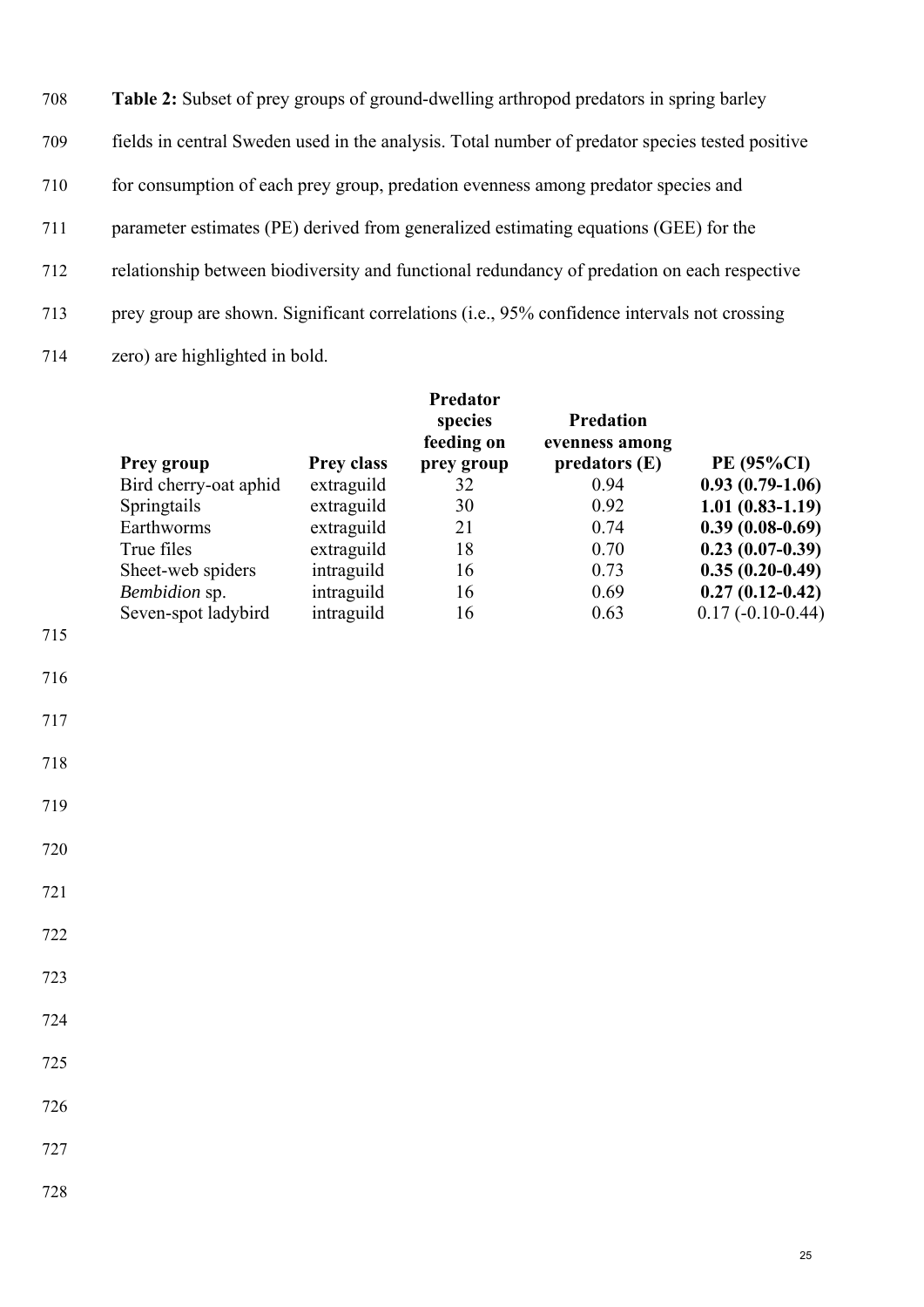**Table 2:** Subset of prey groups of ground-dwelling arthropod predators in spring barley fields in central Sweden used in the analysis. Total number of predator species tested positive for consumption of each prey group, predation evenness among predator species and parameter estimates (PE) derived from generalized estimating equations (GEE) for the relationship between biodiversity and functional redundancy of predation on each respective prey group are shown. Significant correlations (i.e., 95% confidence intervals not crossing zero) are highlighted in bold.

| Prey group | Prey class | Predator species feeding on prey group | Predation evenness among predators (E) | PE (95%CI) |
|---|---|---|---|---|
| Bird cherry-oat aphid | extraguild | 32 | 0.94 | **0.93 (0.79-1.06)** |
| Springtails | extraguild | 30 | 0.92 | **1.01 (0.83-1.19)** |
| Earthworms | extraguild | 21 | 0.74 | **0.39 (0.08-0.69)** |
| True files | extraguild | 18 | 0.70 | **0.23 (0.07-0.39)** |
| Sheet-web spiders | intraguild | 16 | 0.73 | **0.35 (0.20-0.49)** |
| *Bembidion* sp. | intraguild | 16 | 0.69 | **0.27 (0.12-0.42)** |
| Seven-spot ladybird | intraguild | 16 | 0.63 | 0.17 (-0.10-0.44) |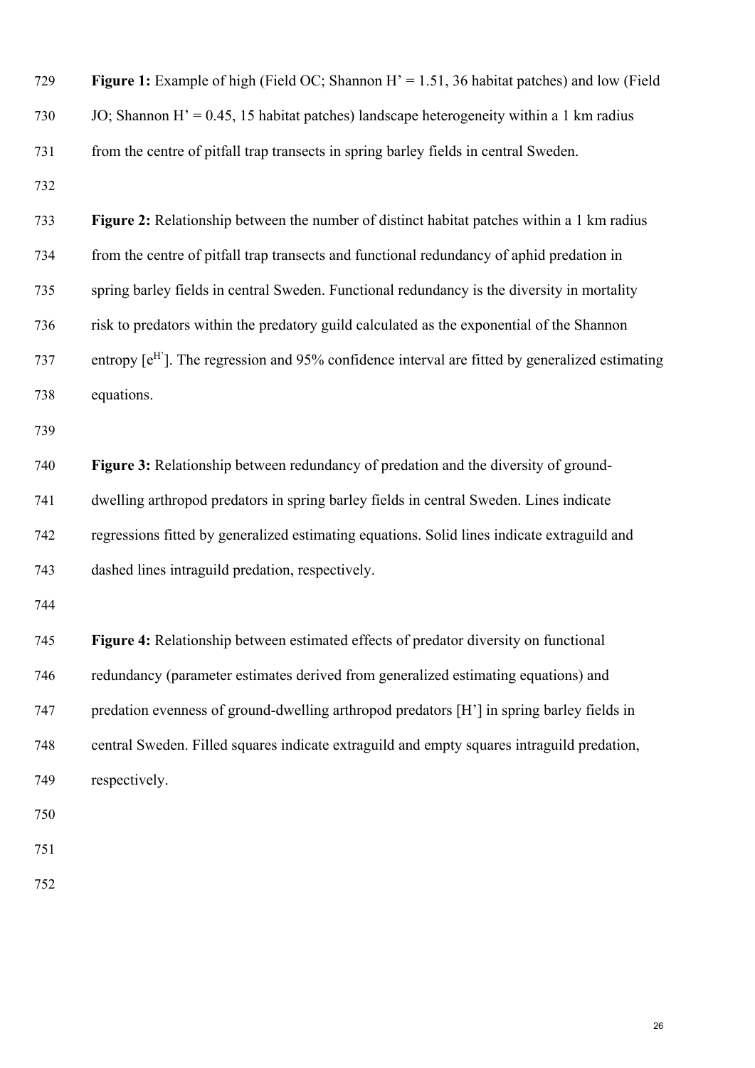**Figure 1:** Example of high (Field OC; Shannon H' = 1.51, 36 habitat patches) and low (Field JO; Shannon H' = 0.45, 15 habitat patches) landscape heterogeneity within a 1 km radius from the centre of pitfall trap transects in spring barley fields in central Sweden.

**Figure 2:** Relationship between the number of distinct habitat patches within a 1 km radius from the centre of pitfall trap transects and functional redundancy of aphid predation in spring barley fields in central Sweden. Functional redundancy is the diversity in mortality risk to predators within the predatory guild calculated as the exponential of the Shannon entropy [$e^{H'}$]. The regression and 95% confidence interval are fitted by generalized estimating equations.

**Figure 3:** Relationship between redundancy of predation and the diversity of ground-dwelling arthropod predators in spring barley fields in central Sweden. Lines indicate regressions fitted by generalized estimating equations. Solid lines indicate extraguild and dashed lines intraguild predation, respectively.

**Figure 4:** Relationship between estimated effects of predator diversity on functional redundancy (parameter estimates derived from generalized estimating equations) and predation evenness of ground-dwelling arthropod predators [H'] in spring barley fields in central Sweden. Filled squares indicate extraguild and empty squares intraguild predation, respectively.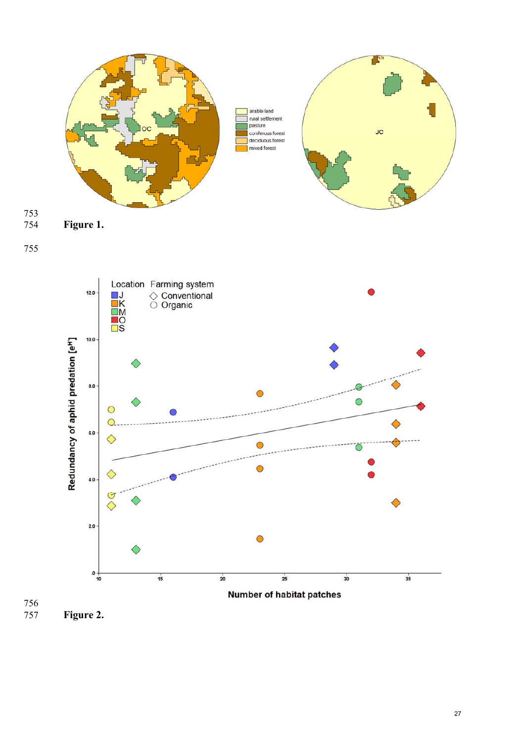**Figure 1.**

**Figure 2.**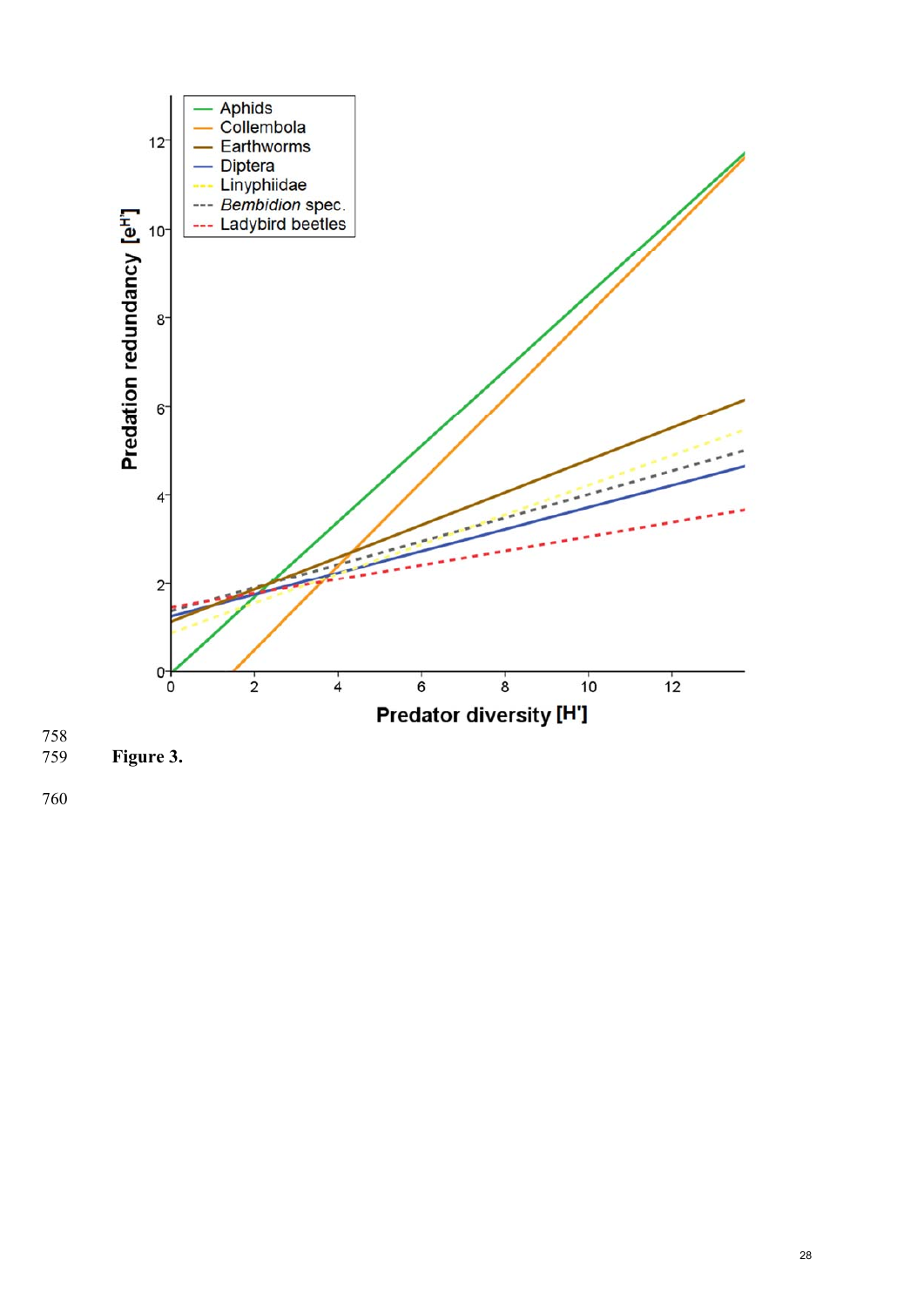**Figure 3.**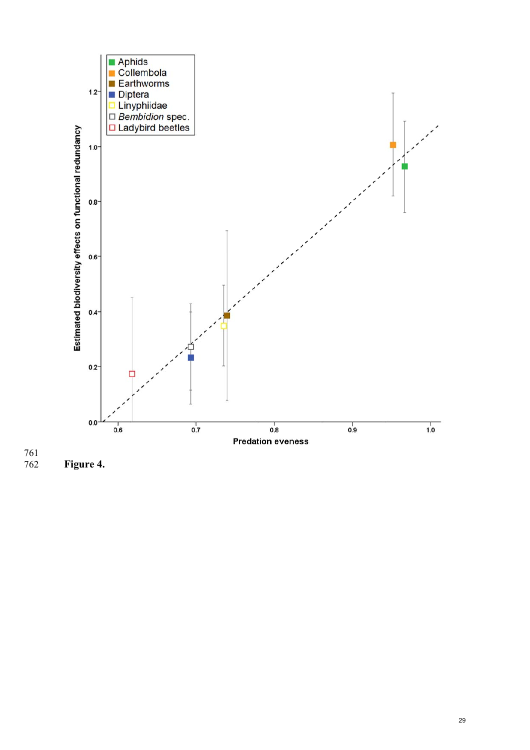Aphids
Collembola
Earthworms
Diptera
Linyphiidae
*Bembidion* spec.
Ladybird beetles

Estimated biodiversity effects on functional redundancy

0.0
0.2
0.4
0.6
0.8
1.0
1.2

Predation eveness

0.6
0.7
0.8
0.9
1.0

**Figure 4.**